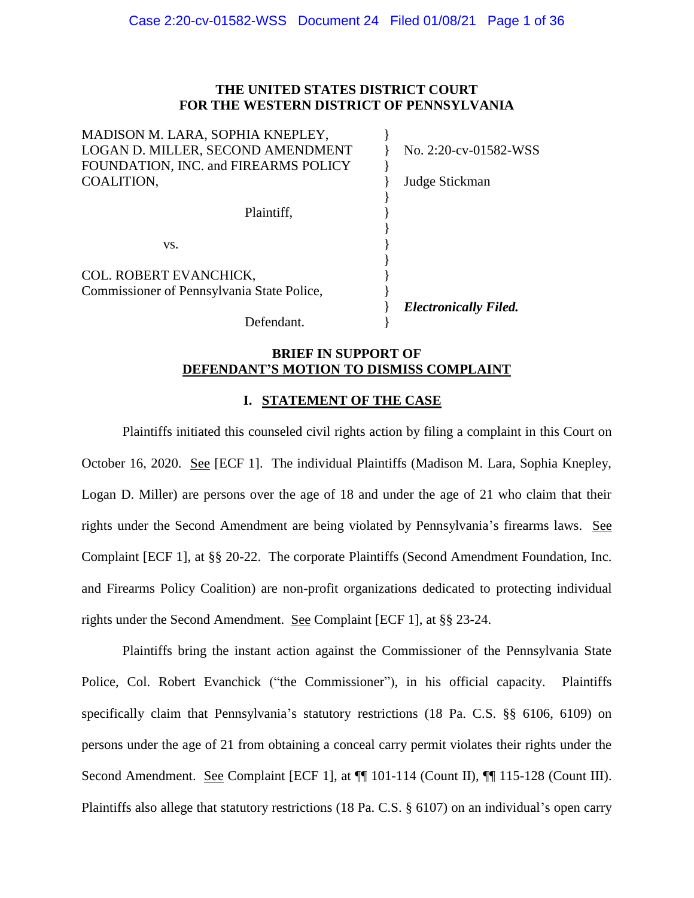**THE UNITED STATES DISTRICT COURT**
**FOR THE WESTERN DISTRICT OF PENNSYLVANIA**

| | | |
|---|---|---|
| MADISON M. LARA, SOPHIA KNEPLEY, LOGAN D. MILLER, SECOND AMENDMENT FOUNDATION, INC. and FIREARMS POLICY COALITION, | } | No. 2:20-cv-01582-WSS |
| | } | Judge Stickman |
| Plaintiff, | } | |
| vs. | } | |
| COL. ROBERT EVANCHICK, Commissioner of Pennsylvania State Police, | } | |
| | } | ***Electronically Filed.*** |
| Defendant. | } | |

## BRIEF IN SUPPORT OF DEFENDANT'S MOTION TO DISMISS COMPLAINT

### I. STATEMENT OF THE CASE

Plaintiffs initiated this counseled civil rights action by filing a complaint in this Court on October 16, 2020. See [ECF 1]. The individual Plaintiffs (Madison M. Lara, Sophia Knepley, Logan D. Miller) are persons over the age of 18 and under the age of 21 who claim that their rights under the Second Amendment are being violated by Pennsylvania's firearms laws. See Complaint [ECF 1], at §§ 20-22. The corporate Plaintiffs (Second Amendment Foundation, Inc. and Firearms Policy Coalition) are non-profit organizations dedicated to protecting individual rights under the Second Amendment. See Complaint [ECF 1], at §§ 23-24.

Plaintiffs bring the instant action against the Commissioner of the Pennsylvania State Police, Col. Robert Evanchick ("the Commissioner"), in his official capacity. Plaintiffs specifically claim that Pennsylvania's statutory restrictions (18 Pa. C.S. §§ 6106, 6109) on persons under the age of 21 from obtaining a conceal carry permit violates their rights under the Second Amendment. See Complaint [ECF 1], at ¶¶ 101-114 (Count II), ¶¶ 115-128 (Count III). Plaintiffs also allege that statutory restrictions (18 Pa. C.S. § 6107) on an individual's open carry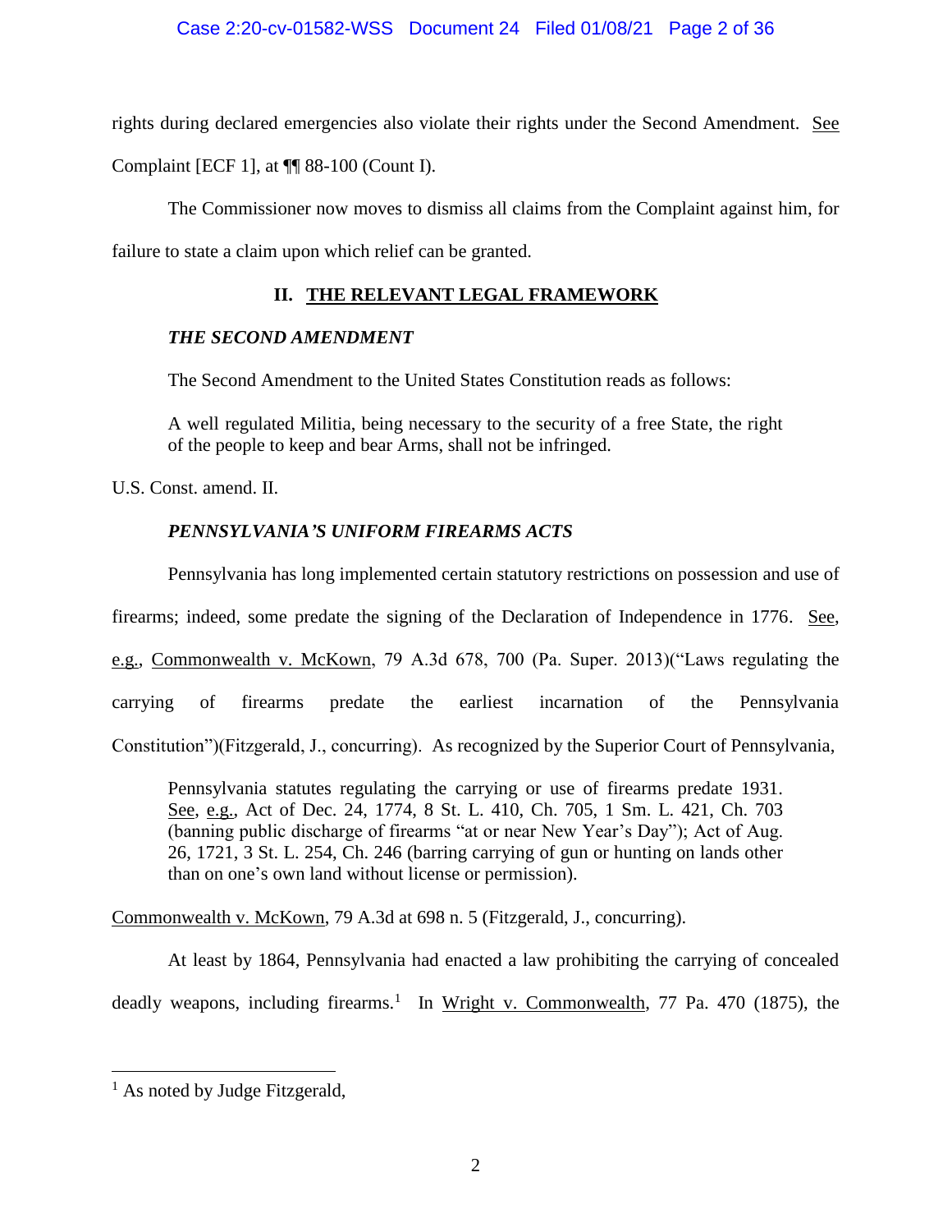rights during declared emergencies also violate their rights under the Second Amendment. See Complaint [ECF 1], at ¶¶ 88-100 (Count I).

The Commissioner now moves to dismiss all claims from the Complaint against him, for failure to state a claim upon which relief can be granted.

## II. THE RELEVANT LEGAL FRAMEWORK

### *THE SECOND AMENDMENT*

The Second Amendment to the United States Constitution reads as follows:

> A well regulated Militia, being necessary to the security of a free State, the right of the people to keep and bear Arms, shall not be infringed.

U.S. Const. amend. II.

### *PENNSYLVANIA'S UNIFORM FIREARMS ACTS*

Pennsylvania has long implemented certain statutory restrictions on possession and use of firearms; indeed, some predate the signing of the Declaration of Independence in 1776. See, e.g., Commonwealth v. McKown, 79 A.3d 678, 700 (Pa. Super. 2013)("Laws regulating the carrying of firearms predate the earliest incarnation of the Pennsylvania Constitution")(Fitzgerald, J., concurring). As recognized by the Superior Court of Pennsylvania,

> Pennsylvania statutes regulating the carrying or use of firearms predate 1931. See, e.g., Act of Dec. 24, 1774, 8 St. L. 410, Ch. 705, 1 Sm. L. 421, Ch. 703 (banning public discharge of firearms "at or near New Year's Day"); Act of Aug. 26, 1721, 3 St. L. 254, Ch. 246 (barring carrying of gun or hunting on lands other than on one's own land without license or permission).

Commonwealth v. McKown, 79 A.3d at 698 n. 5 (Fitzgerald, J., concurring).

At least by 1864, Pennsylvania had enacted a law prohibiting the carrying of concealed deadly weapons, including firearms.[1] In Wright v. Commonwealth, 77 Pa. 470 (1875), the

[1] As noted by Judge Fitzgerald,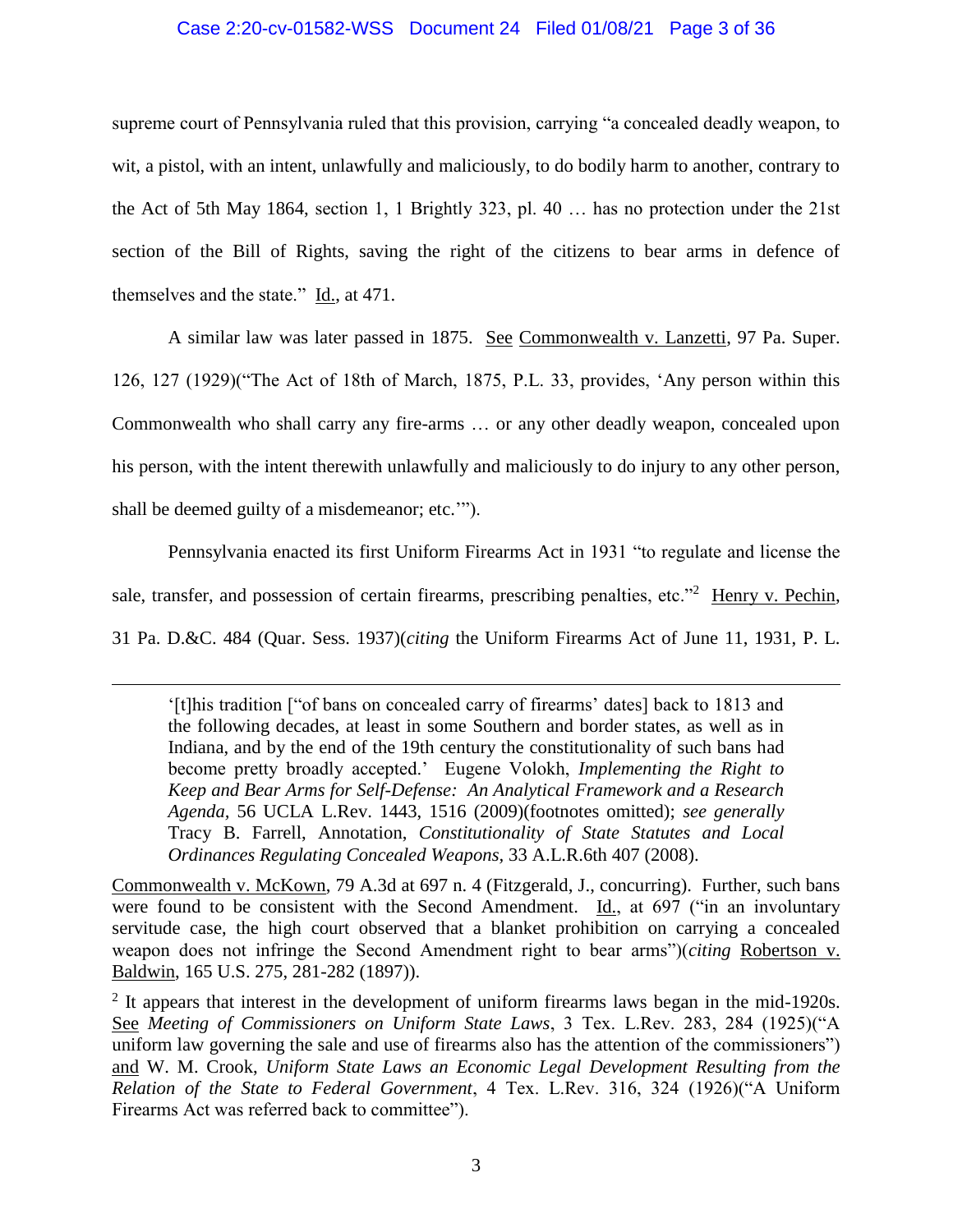supreme court of Pennsylvania ruled that this provision, carrying "a concealed deadly weapon, to wit, a pistol, with an intent, unlawfully and maliciously, to do bodily harm to another, contrary to the Act of 5th May 1864, section 1, 1 Brightly 323, pl. 40 … has no protection under the 21st section of the Bill of Rights, saving the right of the citizens to bear arms in defence of themselves and the state." Id., at 471.

A similar law was later passed in 1875. See Commonwealth v. Lanzetti, 97 Pa. Super. 126, 127 (1929)("The Act of 18th of March, 1875, P.L. 33, provides, 'Any person within this Commonwealth who shall carry any fire-arms … or any other deadly weapon, concealed upon his person, with the intent therewith unlawfully and maliciously to do injury to any other person, shall be deemed guilty of a misdemeanor; etc.'").

Pennsylvania enacted its first Uniform Firearms Act in 1931 "to regulate and license the sale, transfer, and possession of certain firearms, prescribing penalties, etc."[2] Henry v. Pechin, 31 Pa. D.&C. 484 (Quar. Sess. 1937)(*citing* the Uniform Firearms Act of June 11, 1931, P. L.

---

> '[t]his tradition ["of bans on concealed carry of firearms' dates] back to 1813 and the following decades, at least in some Southern and border states, as well as in Indiana, and by the end of the 19th century the constitutionality of such bans had become pretty broadly accepted.' Eugene Volokh, *Implementing the Right to Keep and Bear Arms for Self-Defense: An Analytical Framework and a Research Agenda*, 56 UCLA L.Rev. 1443, 1516 (2009)(footnotes omitted); *see generally* Tracy B. Farrell, Annotation, *Constitutionality of State Statutes and Local Ordinances Regulating Concealed Weapons*, 33 A.L.R.6th 407 (2008).

Commonwealth v. McKown, 79 A.3d at 697 n. 4 (Fitzgerald, J., concurring). Further, such bans were found to be consistent with the Second Amendment. Id., at 697 ("in an involuntary servitude case, the high court observed that a blanket prohibition on carrying a concealed weapon does not infringe the Second Amendment right to bear arms")(*citing* Robertson v. Baldwin, 165 U.S. 275, 281-282 (1897)).

[2] It appears that interest in the development of uniform firearms laws began in the mid-1920s. See *Meeting of Commissioners on Uniform State Laws*, 3 Tex. L.Rev. 283, 284 (1925)("A uniform law governing the sale and use of firearms also has the attention of the commissioners") and W. M. Crook, *Uniform State Laws an Economic Legal Development Resulting from the Relation of the State to Federal Government*, 4 Tex. L.Rev. 316, 324 (1926)("A Uniform Firearms Act was referred back to committee").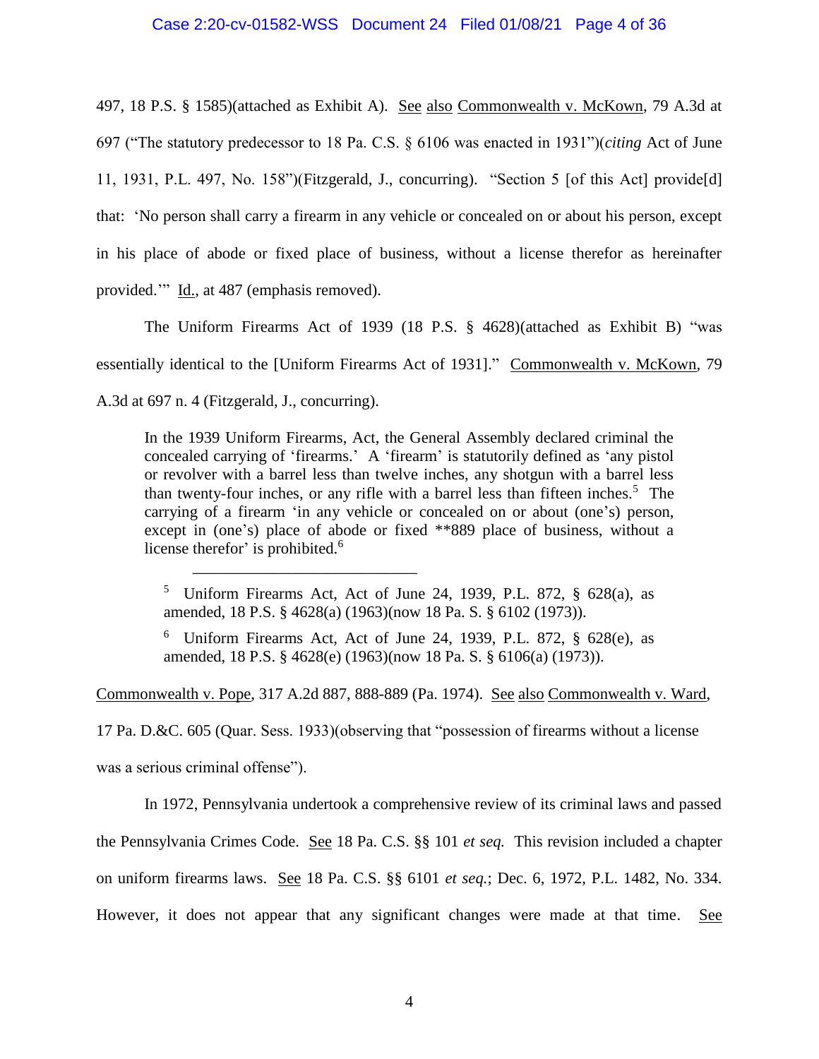497, 18 P.S. § 1585)(attached as Exhibit A). See also Commonwealth v. McKown, 79 A.3d at 697 ("The statutory predecessor to 18 Pa. C.S. § 6106 was enacted in 1931")(*citing* Act of June 11, 1931, P.L. 497, No. 158")(Fitzgerald, J., concurring). "Section 5 [of this Act] provide[d] that: 'No person shall carry a firearm in any vehicle or concealed on or about his person, except in his place of abode or fixed place of business, without a license therefor as hereinafter provided.'" Id., at 487 (emphasis removed).

The Uniform Firearms Act of 1939 (18 P.S. § 4628)(attached as Exhibit B) "was essentially identical to the [Uniform Firearms Act of 1931]." Commonwealth v. McKown, 79 A.3d at 697 n. 4 (Fitzgerald, J., concurring).

> In the 1939 Uniform Firearms, Act, the General Assembly declared criminal the concealed carrying of 'firearms.' A 'firearm' is statutorily defined as 'any pistol or revolver with a barrel less than twelve inches, any shotgun with a barrel less than twenty-four inches, or any rifle with a barrel less than fifteen inches.[5] The carrying of a firearm 'in any vehicle or concealed on or about (one's) person, except in (one's) place of abode or fixed **889 place of business, without a license therefor' is prohibited.[6]
>
> ---
>
> [5] Uniform Firearms Act, Act of June 24, 1939, P.L. 872, § 628(a), as amended, 18 P.S. § 4628(a) (1963)(now 18 Pa. S. § 6102 (1973)).
>
> [6] Uniform Firearms Act, Act of June 24, 1939, P.L. 872, § 628(e), as amended, 18 P.S. § 4628(e) (1963)(now 18 Pa. S. § 6106(a) (1973)).

Commonwealth v. Pope, 317 A.2d 887, 888-889 (Pa. 1974). See also Commonwealth v. Ward, 17 Pa. D.&C. 605 (Quar. Sess. 1933)(observing that "possession of firearms without a license was a serious criminal offense").

In 1972, Pennsylvania undertook a comprehensive review of its criminal laws and passed the Pennsylvania Crimes Code. See 18 Pa. C.S. §§ 101 *et seq.* This revision included a chapter on uniform firearms laws. See 18 Pa. C.S. §§ 6101 *et seq.*; Dec. 6, 1972, P.L. 1482, No. 334. However, it does not appear that any significant changes were made at that time. See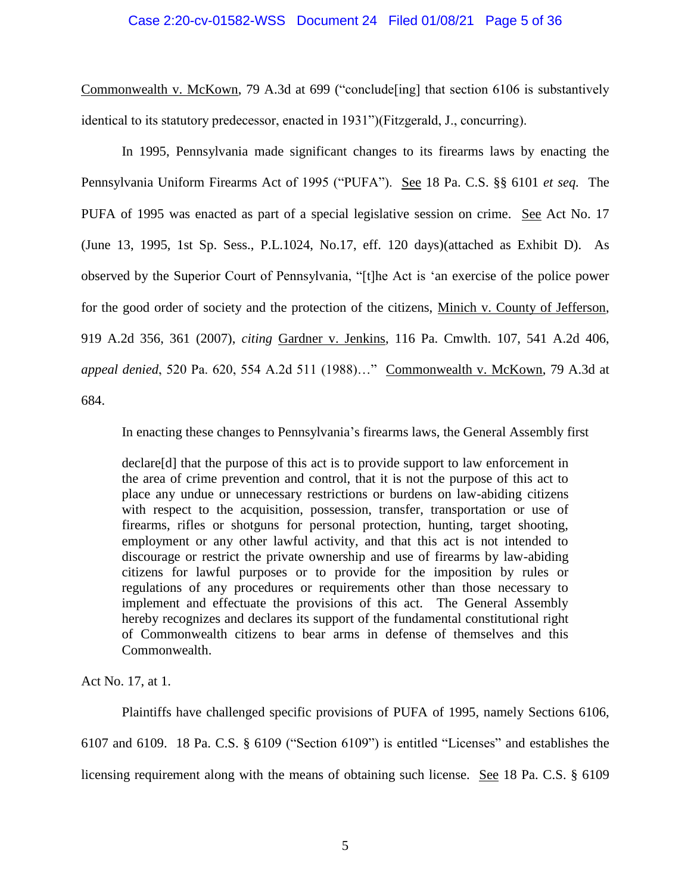Commonwealth v. McKown, 79 A.3d at 699 ("conclude[ing] that section 6106 is substantively identical to its statutory predecessor, enacted in 1931")(Fitzgerald, J., concurring).

In 1995, Pennsylvania made significant changes to its firearms laws by enacting the Pennsylvania Uniform Firearms Act of 1995 ("PUFA"). See 18 Pa. C.S. §§ 6101 *et seq.* The PUFA of 1995 was enacted as part of a special legislative session on crime. See Act No. 17 (June 13, 1995, 1st Sp. Sess., P.L.1024, No.17, eff. 120 days)(attached as Exhibit D). As observed by the Superior Court of Pennsylvania, "[t]he Act is 'an exercise of the police power for the good order of society and the protection of the citizens, Minich v. County of Jefferson, 919 A.2d 356, 361 (2007), *citing* Gardner v. Jenkins, 116 Pa. Cmwlth. 107, 541 A.2d 406, *appeal denied*, 520 Pa. 620, 554 A.2d 511 (1988)…" Commonwealth v. McKown, 79 A.3d at 684.

In enacting these changes to Pennsylvania's firearms laws, the General Assembly first

> declare[d] that the purpose of this act is to provide support to law enforcement in the area of crime prevention and control, that it is not the purpose of this act to place any undue or unnecessary restrictions or burdens on law-abiding citizens with respect to the acquisition, possession, transfer, transportation or use of firearms, rifles or shotguns for personal protection, hunting, target shooting, employment or any other lawful activity, and that this act is not intended to discourage or restrict the private ownership and use of firearms by law-abiding citizens for lawful purposes or to provide for the imposition by rules or regulations of any procedures or requirements other than those necessary to implement and effectuate the provisions of this act. The General Assembly hereby recognizes and declares its support of the fundamental constitutional right of Commonwealth citizens to bear arms in defense of themselves and this Commonwealth.

Act No. 17, at 1.

Plaintiffs have challenged specific provisions of PUFA of 1995, namely Sections 6106, 6107 and 6109. 18 Pa. C.S. § 6109 ("Section 6109") is entitled "Licenses" and establishes the licensing requirement along with the means of obtaining such license. See 18 Pa. C.S. § 6109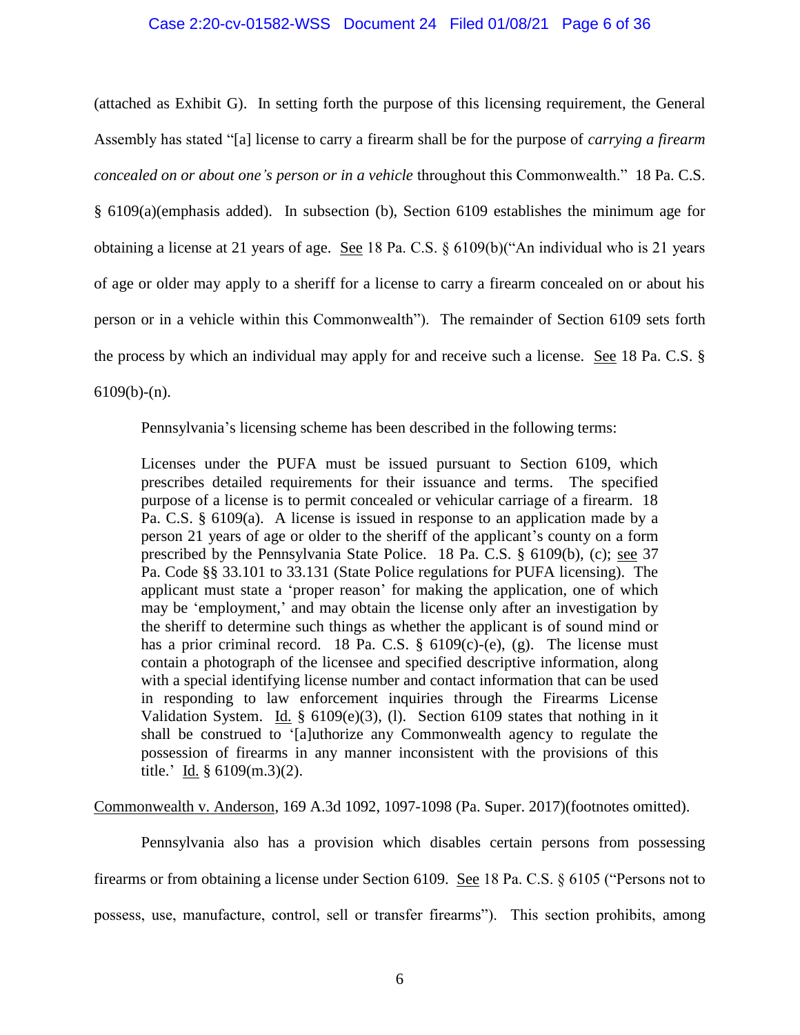(attached as Exhibit G). In setting forth the purpose of this licensing requirement, the General Assembly has stated "[a] license to carry a firearm shall be for the purpose of *carrying a firearm concealed on or about one's person or in a vehicle* throughout this Commonwealth." 18 Pa. C.S. § 6109(a)(emphasis added). In subsection (b), Section 6109 establishes the minimum age for obtaining a license at 21 years of age. See 18 Pa. C.S. § 6109(b)("An individual who is 21 years of age or older may apply to a sheriff for a license to carry a firearm concealed on or about his person or in a vehicle within this Commonwealth"). The remainder of Section 6109 sets forth the process by which an individual may apply for and receive such a license. See 18 Pa. C.S. § 6109(b)-(n).

Pennsylvania's licensing scheme has been described in the following terms:

> Licenses under the PUFA must be issued pursuant to Section 6109, which prescribes detailed requirements for their issuance and terms. The specified purpose of a license is to permit concealed or vehicular carriage of a firearm. 18 Pa. C.S. § 6109(a). A license is issued in response to an application made by a person 21 years of age or older to the sheriff of the applicant's county on a form prescribed by the Pennsylvania State Police. 18 Pa. C.S. § 6109(b), (c); see 37 Pa. Code §§ 33.101 to 33.131 (State Police regulations for PUFA licensing). The applicant must state a 'proper reason' for making the application, one of which may be 'employment,' and may obtain the license only after an investigation by the sheriff to determine such things as whether the applicant is of sound mind or has a prior criminal record. 18 Pa. C.S. § 6109(c)-(e), (g). The license must contain a photograph of the licensee and specified descriptive information, along with a special identifying license number and contact information that can be used in responding to law enforcement inquiries through the Firearms License Validation System. Id. § 6109(e)(3), (l). Section 6109 states that nothing in it shall be construed to '[a]uthorize any Commonwealth agency to regulate the possession of firearms in any manner inconsistent with the provisions of this title.' Id. § 6109(m.3)(2).

Commonwealth v. Anderson, 169 A.3d 1092, 1097-1098 (Pa. Super. 2017)(footnotes omitted).

Pennsylvania also has a provision which disables certain persons from possessing firearms or from obtaining a license under Section 6109. See 18 Pa. C.S. § 6105 ("Persons not to possess, use, manufacture, control, sell or transfer firearms"). This section prohibits, among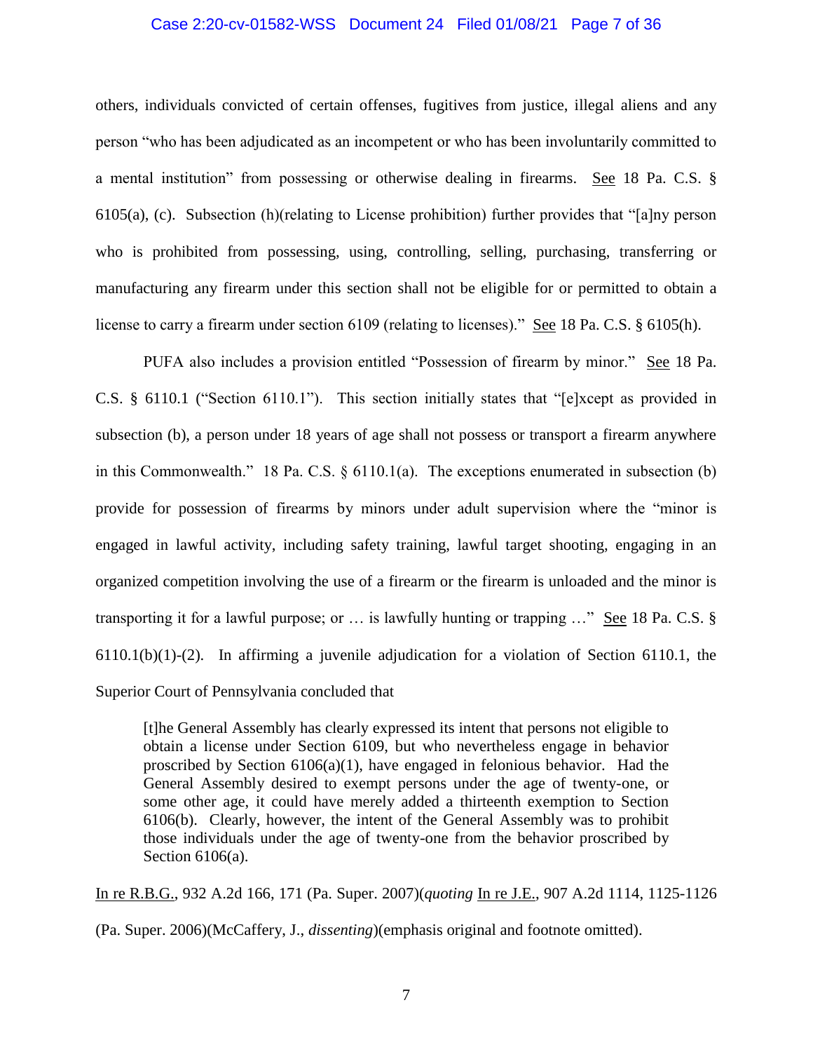others, individuals convicted of certain offenses, fugitives from justice, illegal aliens and any person "who has been adjudicated as an incompetent or who has been involuntarily committed to a mental institution" from possessing or otherwise dealing in firearms. See 18 Pa. C.S. § 6105(a), (c). Subsection (h)(relating to License prohibition) further provides that "[a]ny person who is prohibited from possessing, using, controlling, selling, purchasing, transferring or manufacturing any firearm under this section shall not be eligible for or permitted to obtain a license to carry a firearm under section 6109 (relating to licenses)." See 18 Pa. C.S. § 6105(h).

PUFA also includes a provision entitled "Possession of firearm by minor." See 18 Pa. C.S. § 6110.1 ("Section 6110.1"). This section initially states that "[e]xcept as provided in subsection (b), a person under 18 years of age shall not possess or transport a firearm anywhere in this Commonwealth." 18 Pa. C.S. § 6110.1(a). The exceptions enumerated in subsection (b) provide for possession of firearms by minors under adult supervision where the "minor is engaged in lawful activity, including safety training, lawful target shooting, engaging in an organized competition involving the use of a firearm or the firearm is unloaded and the minor is transporting it for a lawful purpose; or … is lawfully hunting or trapping …" See 18 Pa. C.S. § 6110.1(b)(1)-(2). In affirming a juvenile adjudication for a violation of Section 6110.1, the Superior Court of Pennsylvania concluded that

> [t]he General Assembly has clearly expressed its intent that persons not eligible to obtain a license under Section 6109, but who nevertheless engage in behavior proscribed by Section 6106(a)(1), have engaged in felonious behavior. Had the General Assembly desired to exempt persons under the age of twenty-one, or some other age, it could have merely added a thirteenth exemption to Section 6106(b). Clearly, however, the intent of the General Assembly was to prohibit those individuals under the age of twenty-one from the behavior proscribed by Section 6106(a).

In re R.B.G., 932 A.2d 166, 171 (Pa. Super. 2007)(*quoting* In re J.E., 907 A.2d 1114, 1125-1126 (Pa. Super. 2006)(McCaffery, J., *dissenting*)(emphasis original and footnote omitted).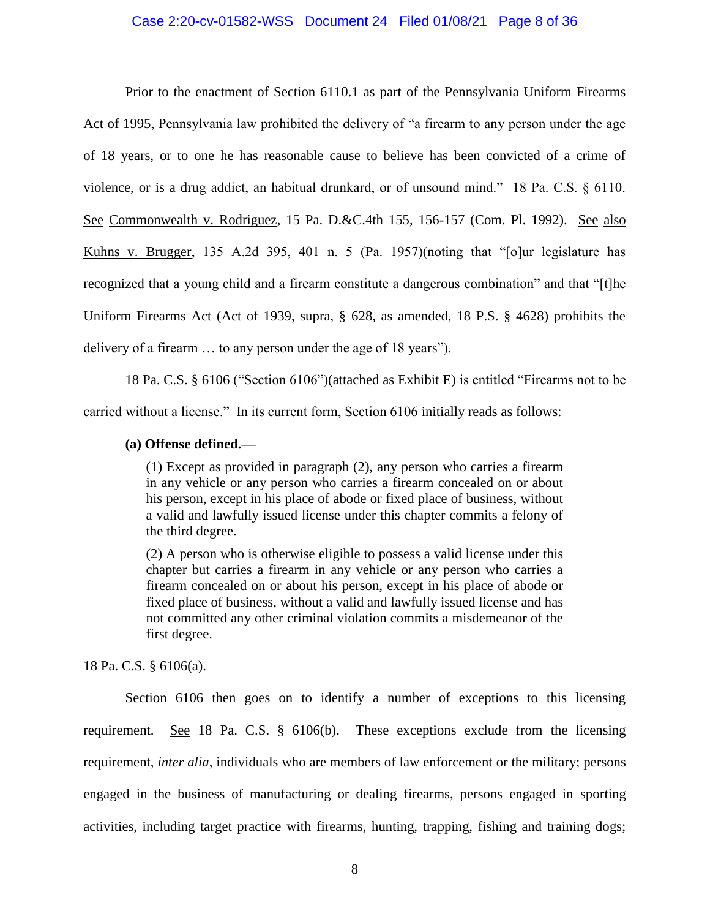Prior to the enactment of Section 6110.1 as part of the Pennsylvania Uniform Firearms Act of 1995, Pennsylvania law prohibited the delivery of "a firearm to any person under the age of 18 years, or to one he has reasonable cause to believe has been convicted of a crime of violence, or is a drug addict, an habitual drunkard, or of unsound mind." 18 Pa. C.S. § 6110. See Commonwealth v. Rodriguez, 15 Pa. D.&C.4th 155, 156-157 (Com. Pl. 1992). See also Kuhns v. Brugger, 135 A.2d 395, 401 n. 5 (Pa. 1957)(noting that "[o]ur legislature has recognized that a young child and a firearm constitute a dangerous combination" and that "[t]he Uniform Firearms Act (Act of 1939, supra, § 628, as amended, 18 P.S. § 4628) prohibits the delivery of a firearm … to any person under the age of 18 years").

18 Pa. C.S. § 6106 ("Section 6106")(attached as Exhibit E) is entitled "Firearms not to be carried without a license." In its current form, Section 6106 initially reads as follows:

> **(a) Offense defined.—**
>
> (1) Except as provided in paragraph (2), any person who carries a firearm in any vehicle or any person who carries a firearm concealed on or about his person, except in his place of abode or fixed place of business, without a valid and lawfully issued license under this chapter commits a felony of the third degree.
>
> (2) A person who is otherwise eligible to possess a valid license under this chapter but carries a firearm in any vehicle or any person who carries a firearm concealed on or about his person, except in his place of abode or fixed place of business, without a valid and lawfully issued license and has not committed any other criminal violation commits a misdemeanor of the first degree.

18 Pa. C.S. § 6106(a).

Section 6106 then goes on to identify a number of exceptions to this licensing requirement. See 18 Pa. C.S. § 6106(b). These exceptions exclude from the licensing requirement, *inter alia*, individuals who are members of law enforcement or the military; persons engaged in the business of manufacturing or dealing firearms, persons engaged in sporting activities, including target practice with firearms, hunting, trapping, fishing and training dogs;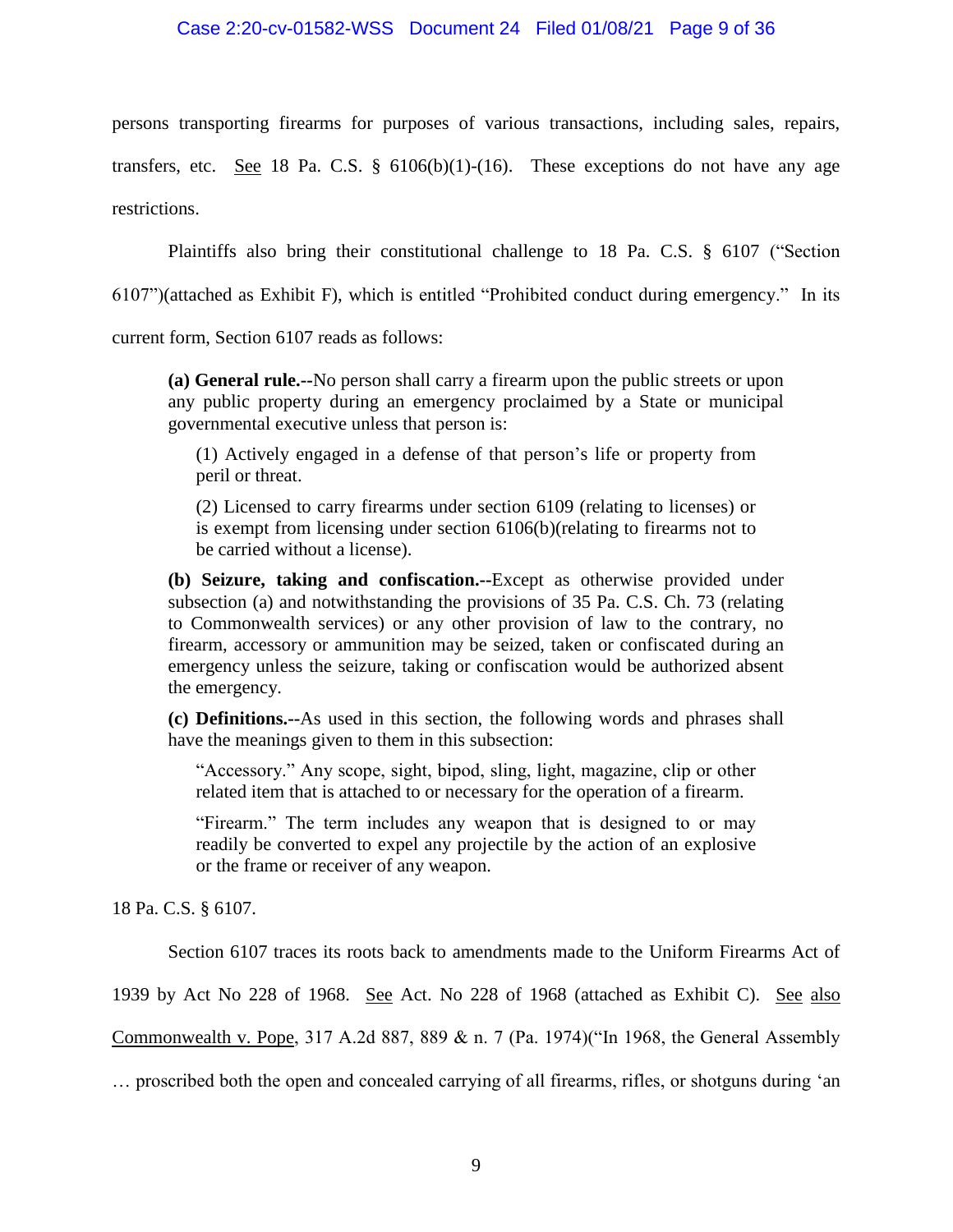persons transporting firearms for purposes of various transactions, including sales, repairs, transfers, etc. See 18 Pa. C.S. § 6106(b)(1)-(16). These exceptions do not have any age restrictions.

Plaintiffs also bring their constitutional challenge to 18 Pa. C.S. § 6107 ("Section 6107")(attached as Exhibit F), which is entitled "Prohibited conduct during emergency." In its current form, Section 6107 reads as follows:

> **(a) General rule.--**No person shall carry a firearm upon the public streets or upon any public property during an emergency proclaimed by a State or municipal governmental executive unless that person is:
>
> (1) Actively engaged in a defense of that person's life or property from peril or threat.
>
> (2) Licensed to carry firearms under section 6109 (relating to licenses) or is exempt from licensing under section 6106(b)(relating to firearms not to be carried without a license).
>
> **(b) Seizure, taking and confiscation.--**Except as otherwise provided under subsection (a) and notwithstanding the provisions of 35 Pa. C.S. Ch. 73 (relating to Commonwealth services) or any other provision of law to the contrary, no firearm, accessory or ammunition may be seized, taken or confiscated during an emergency unless the seizure, taking or confiscation would be authorized absent the emergency.
>
> **(c) Definitions.--**As used in this section, the following words and phrases shall have the meanings given to them in this subsection:
>
> "Accessory." Any scope, sight, bipod, sling, light, magazine, clip or other related item that is attached to or necessary for the operation of a firearm.
>
> "Firearm." The term includes any weapon that is designed to or may readily be converted to expel any projectile by the action of an explosive or the frame or receiver of any weapon.

18 Pa. C.S. § 6107.

Section 6107 traces its roots back to amendments made to the Uniform Firearms Act of 1939 by Act No 228 of 1968. See Act. No 228 of 1968 (attached as Exhibit C). See also Commonwealth v. Pope, 317 A.2d 887, 889 & n. 7 (Pa. 1974)("In 1968, the General Assembly … proscribed both the open and concealed carrying of all firearms, rifles, or shotguns during 'an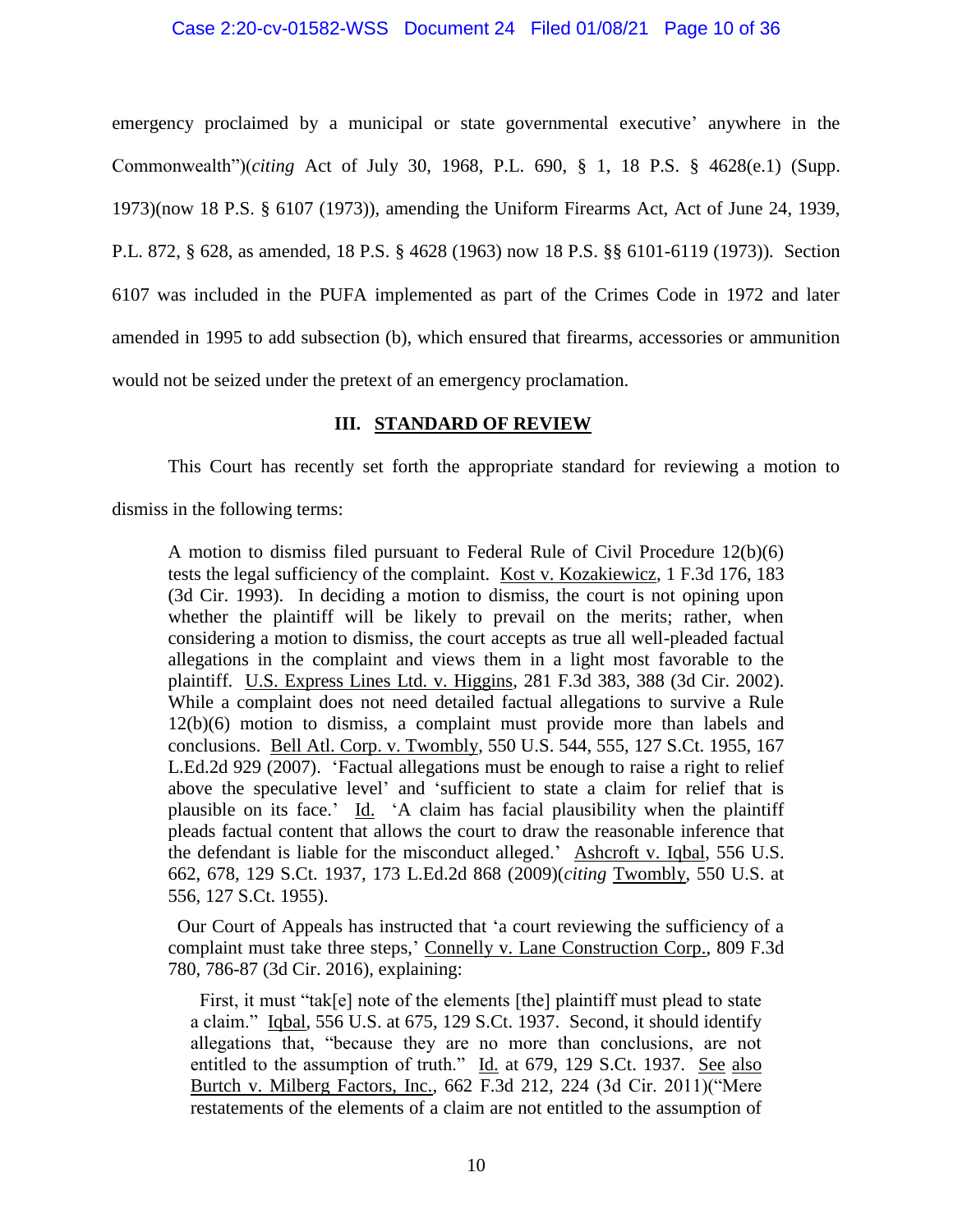emergency proclaimed by a municipal or state governmental executive' anywhere in the Commonwealth")(*citing* Act of July 30, 1968, P.L. 690, § 1, 18 P.S. § 4628(e.1) (Supp. 1973)(now 18 P.S. § 6107 (1973)), amending the Uniform Firearms Act, Act of June 24, 1939, P.L. 872, § 628, as amended, 18 P.S. § 4628 (1963) now 18 P.S. §§ 6101-6119 (1973)). Section 6107 was included in the PUFA implemented as part of the Crimes Code in 1972 and later amended in 1995 to add subsection (b), which ensured that firearms, accessories or ammunition would not be seized under the pretext of an emergency proclamation.

## III. STANDARD OF REVIEW

This Court has recently set forth the appropriate standard for reviewing a motion to dismiss in the following terms:

> A motion to dismiss filed pursuant to Federal Rule of Civil Procedure 12(b)(6) tests the legal sufficiency of the complaint. Kost v. Kozakiewicz, 1 F.3d 176, 183 (3d Cir. 1993). In deciding a motion to dismiss, the court is not opining upon whether the plaintiff will be likely to prevail on the merits; rather, when considering a motion to dismiss, the court accepts as true all well-pleaded factual allegations in the complaint and views them in a light most favorable to the plaintiff. U.S. Express Lines Ltd. v. Higgins, 281 F.3d 383, 388 (3d Cir. 2002). While a complaint does not need detailed factual allegations to survive a Rule 12(b)(6) motion to dismiss, a complaint must provide more than labels and conclusions. Bell Atl. Corp. v. Twombly, 550 U.S. 544, 555, 127 S.Ct. 1955, 167 L.Ed.2d 929 (2007). 'Factual allegations must be enough to raise a right to relief above the speculative level' and 'sufficient to state a claim for relief that is plausible on its face.' Id. 'A claim has facial plausibility when the plaintiff pleads factual content that allows the court to draw the reasonable inference that the defendant is liable for the misconduct alleged.' Ashcroft v. Iqbal, 556 U.S. 662, 678, 129 S.Ct. 1937, 173 L.Ed.2d 868 (2009)(*citing* Twombly, 550 U.S. at 556, 127 S.Ct. 1955).
>
> Our Court of Appeals has instructed that 'a court reviewing the sufficiency of a complaint must take three steps,' Connelly v. Lane Construction Corp., 809 F.3d 780, 786-87 (3d Cir. 2016), explaining:
>
> > First, it must "tak[e] note of the elements [the] plaintiff must plead to state a claim." Iqbal, 556 U.S. at 675, 129 S.Ct. 1937. Second, it should identify allegations that, "because they are no more than conclusions, are not entitled to the assumption of truth." Id. at 679, 129 S.Ct. 1937. See also Burtch v. Milberg Factors, Inc., 662 F.3d 212, 224 (3d Cir. 2011)("Mere restatements of the elements of a claim are not entitled to the assumption of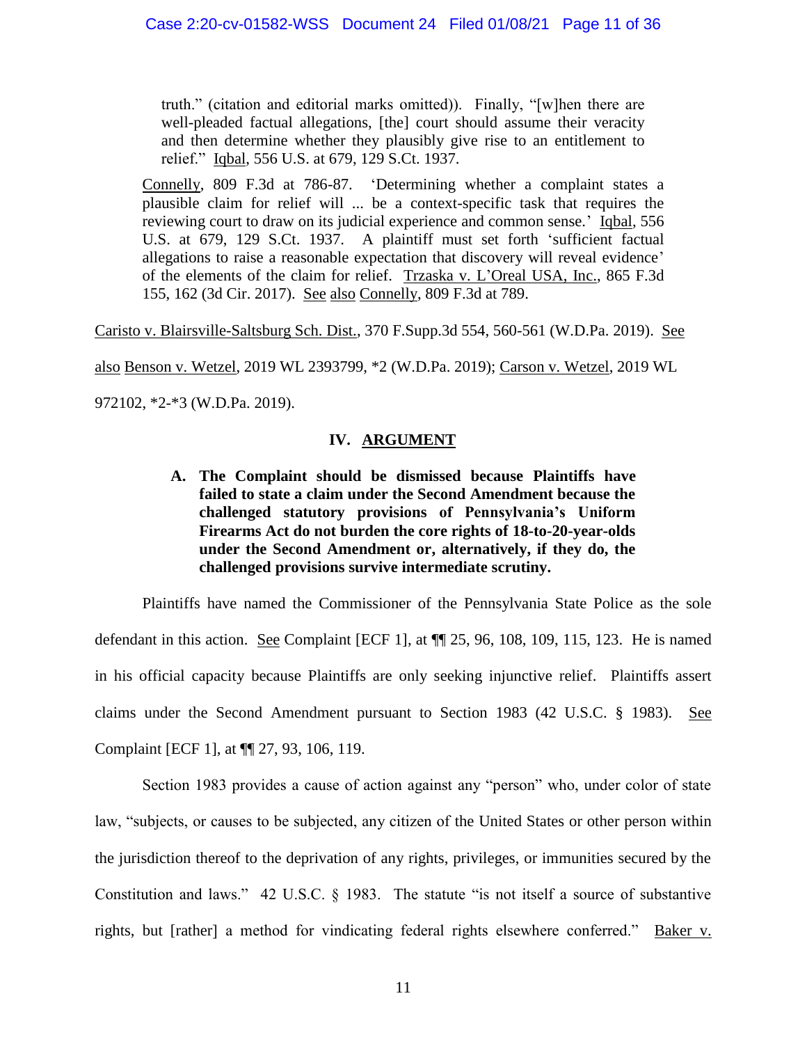> truth." (citation and editorial marks omitted)). Finally, "[w]hen there are well-pleaded factual allegations, [the] court should assume their veracity and then determine whether they plausibly give rise to an entitlement to relief." Iqbal, 556 U.S. at 679, 129 S.Ct. 1937.
>
> Connelly, 809 F.3d at 786-87. 'Determining whether a complaint states a plausible claim for relief will ... be a context-specific task that requires the reviewing court to draw on its judicial experience and common sense.' Iqbal, 556 U.S. at 679, 129 S.Ct. 1937. A plaintiff must set forth 'sufficient factual allegations to raise a reasonable expectation that discovery will reveal evidence' of the elements of the claim for relief. Trzaska v. L'Oreal USA, Inc., 865 F.3d 155, 162 (3d Cir. 2017). See also Connelly, 809 F.3d at 789.

Caristo v. Blairsville-Saltsburg Sch. Dist., 370 F.Supp.3d 554, 560-561 (W.D.Pa. 2019). See also Benson v. Wetzel, 2019 WL 2393799, *2 (W.D.Pa. 2019); Carson v. Wetzel, 2019 WL 972102, *2-*3 (W.D.Pa. 2019).

## IV. ARGUMENT

### A. The Complaint should be dismissed because Plaintiffs have failed to state a claim under the Second Amendment because the challenged statutory provisions of Pennsylvania's Uniform Firearms Act do not burden the core rights of 18-to-20-year-olds under the Second Amendment or, alternatively, if they do, the challenged provisions survive intermediate scrutiny.

Plaintiffs have named the Commissioner of the Pennsylvania State Police as the sole defendant in this action. See Complaint [ECF 1], at ¶¶ 25, 96, 108, 109, 115, 123. He is named in his official capacity because Plaintiffs are only seeking injunctive relief. Plaintiffs assert claims under the Second Amendment pursuant to Section 1983 (42 U.S.C. § 1983). See Complaint [ECF 1], at ¶¶ 27, 93, 106, 119.

Section 1983 provides a cause of action against any "person" who, under color of state law, "subjects, or causes to be subjected, any citizen of the United States or other person within the jurisdiction thereof to the deprivation of any rights, privileges, or immunities secured by the Constitution and laws." 42 U.S.C. § 1983. The statute "is not itself a source of substantive rights, but [rather] a method for vindicating federal rights elsewhere conferred." Baker v.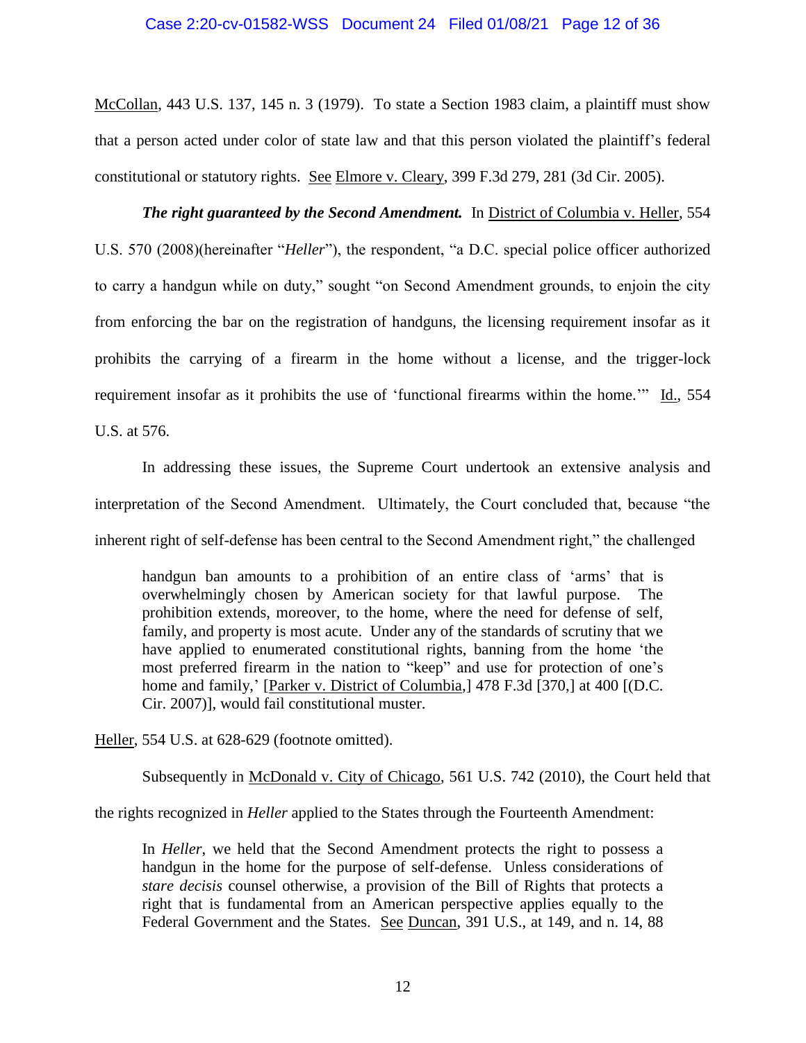McCollan, 443 U.S. 137, 145 n. 3 (1979). To state a Section 1983 claim, a plaintiff must show that a person acted under color of state law and that this person violated the plaintiff's federal constitutional or statutory rights. See Elmore v. Cleary, 399 F.3d 279, 281 (3d Cir. 2005).

***The right guaranteed by the Second Amendment.*** In District of Columbia v. Heller, 554 U.S. 570 (2008)(hereinafter "*Heller*"), the respondent, "a D.C. special police officer authorized to carry a handgun while on duty," sought "on Second Amendment grounds, to enjoin the city from enforcing the bar on the registration of handguns, the licensing requirement insofar as it prohibits the carrying of a firearm in the home without a license, and the trigger-lock requirement insofar as it prohibits the use of 'functional firearms within the home.'" Id., 554 U.S. at 576.

In addressing these issues, the Supreme Court undertook an extensive analysis and interpretation of the Second Amendment. Ultimately, the Court concluded that, because "the inherent right of self-defense has been central to the Second Amendment right," the challenged

> handgun ban amounts to a prohibition of an entire class of 'arms' that is overwhelmingly chosen by American society for that lawful purpose. The prohibition extends, moreover, to the home, where the need for defense of self, family, and property is most acute. Under any of the standards of scrutiny that we have applied to enumerated constitutional rights, banning from the home 'the most preferred firearm in the nation to "keep" and use for protection of one's home and family,' [Parker v. District of Columbia,] 478 F.3d [370,] at 400 [(D.C. Cir. 2007)], would fail constitutional muster.

Heller, 554 U.S. at 628-629 (footnote omitted).

Subsequently in McDonald v. City of Chicago, 561 U.S. 742 (2010), the Court held that the rights recognized in *Heller* applied to the States through the Fourteenth Amendment:

> In *Heller*, we held that the Second Amendment protects the right to possess a handgun in the home for the purpose of self-defense. Unless considerations of *stare decisis* counsel otherwise, a provision of the Bill of Rights that protects a right that is fundamental from an American perspective applies equally to the Federal Government and the States. See Duncan, 391 U.S., at 149, and n. 14, 88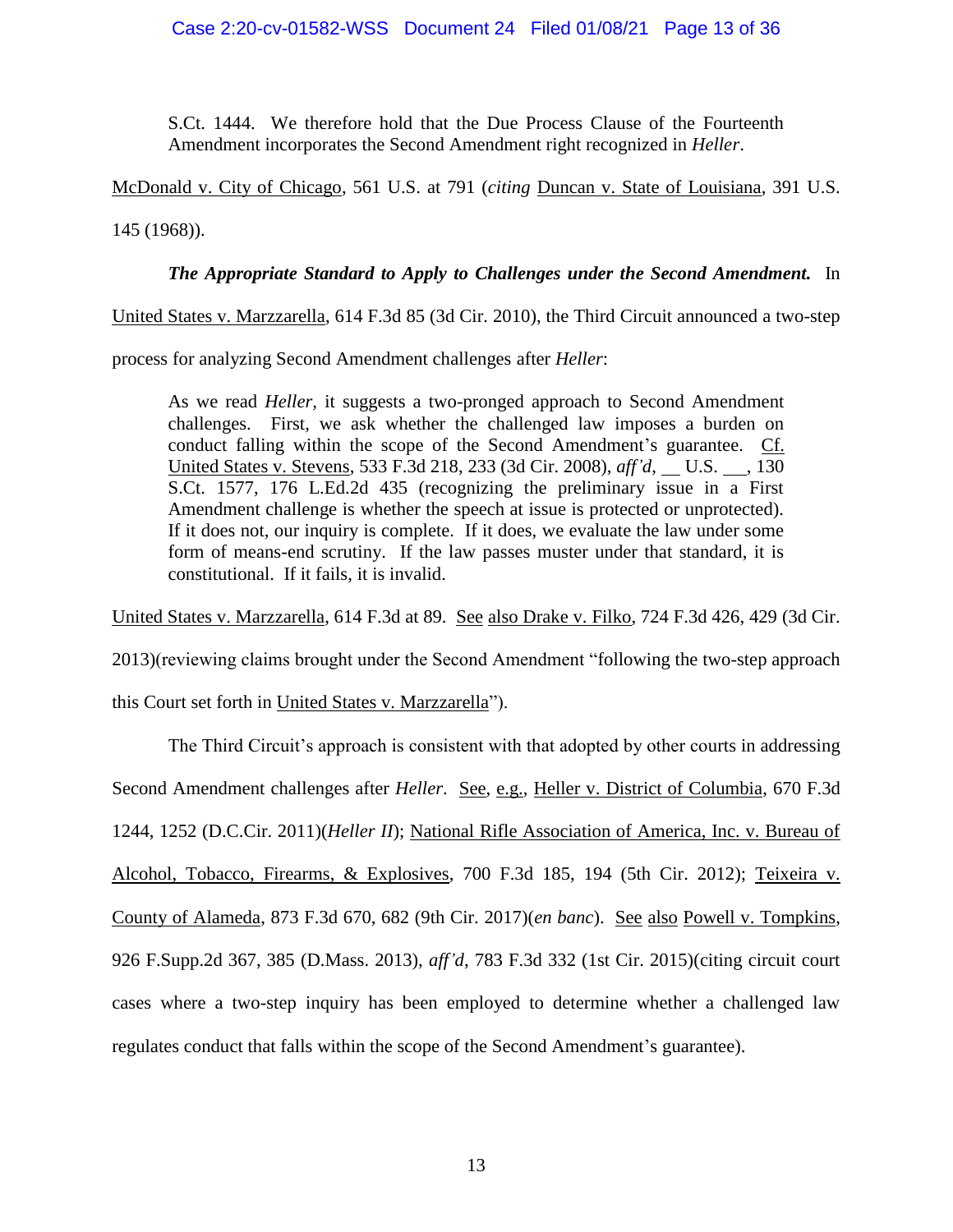> S.Ct. 1444. We therefore hold that the Due Process Clause of the Fourteenth Amendment incorporates the Second Amendment right recognized in *Heller*.

McDonald v. City of Chicago, 561 U.S. at 791 (*citing* Duncan v. State of Louisiana, 391 U.S. 145 (1968)).

***The Appropriate Standard to Apply to Challenges under the Second Amendment.*** In United States v. Marzzarella, 614 F.3d 85 (3d Cir. 2010), the Third Circuit announced a two-step process for analyzing Second Amendment challenges after *Heller*:

> As we read *Heller*, it suggests a two-pronged approach to Second Amendment challenges. First, we ask whether the challenged law imposes a burden on conduct falling within the scope of the Second Amendment's guarantee. Cf. United States v. Stevens, 533 F.3d 218, 233 (3d Cir. 2008), *aff'd*, __ U.S. __, 130 S.Ct. 1577, 176 L.Ed.2d 435 (recognizing the preliminary issue in a First Amendment challenge is whether the speech at issue is protected or unprotected). If it does not, our inquiry is complete. If it does, we evaluate the law under some form of means-end scrutiny. If the law passes muster under that standard, it is constitutional. If it fails, it is invalid.

United States v. Marzzarella, 614 F.3d at 89. See also Drake v. Filko, 724 F.3d 426, 429 (3d Cir. 2013)(reviewing claims brought under the Second Amendment "following the two-step approach this Court set forth in United States v. Marzzarella").

The Third Circuit's approach is consistent with that adopted by other courts in addressing Second Amendment challenges after *Heller*. See, e.g., Heller v. District of Columbia, 670 F.3d 1244, 1252 (D.C.Cir. 2011)(*Heller II*); National Rifle Association of America, Inc. v. Bureau of Alcohol, Tobacco, Firearms, & Explosives, 700 F.3d 185, 194 (5th Cir. 2012); Teixeira v. County of Alameda, 873 F.3d 670, 682 (9th Cir. 2017)(*en banc*). See also Powell v. Tompkins, 926 F.Supp.2d 367, 385 (D.Mass. 2013), *aff'd*, 783 F.3d 332 (1st Cir. 2015)(citing circuit court cases where a two-step inquiry has been employed to determine whether a challenged law regulates conduct that falls within the scope of the Second Amendment's guarantee).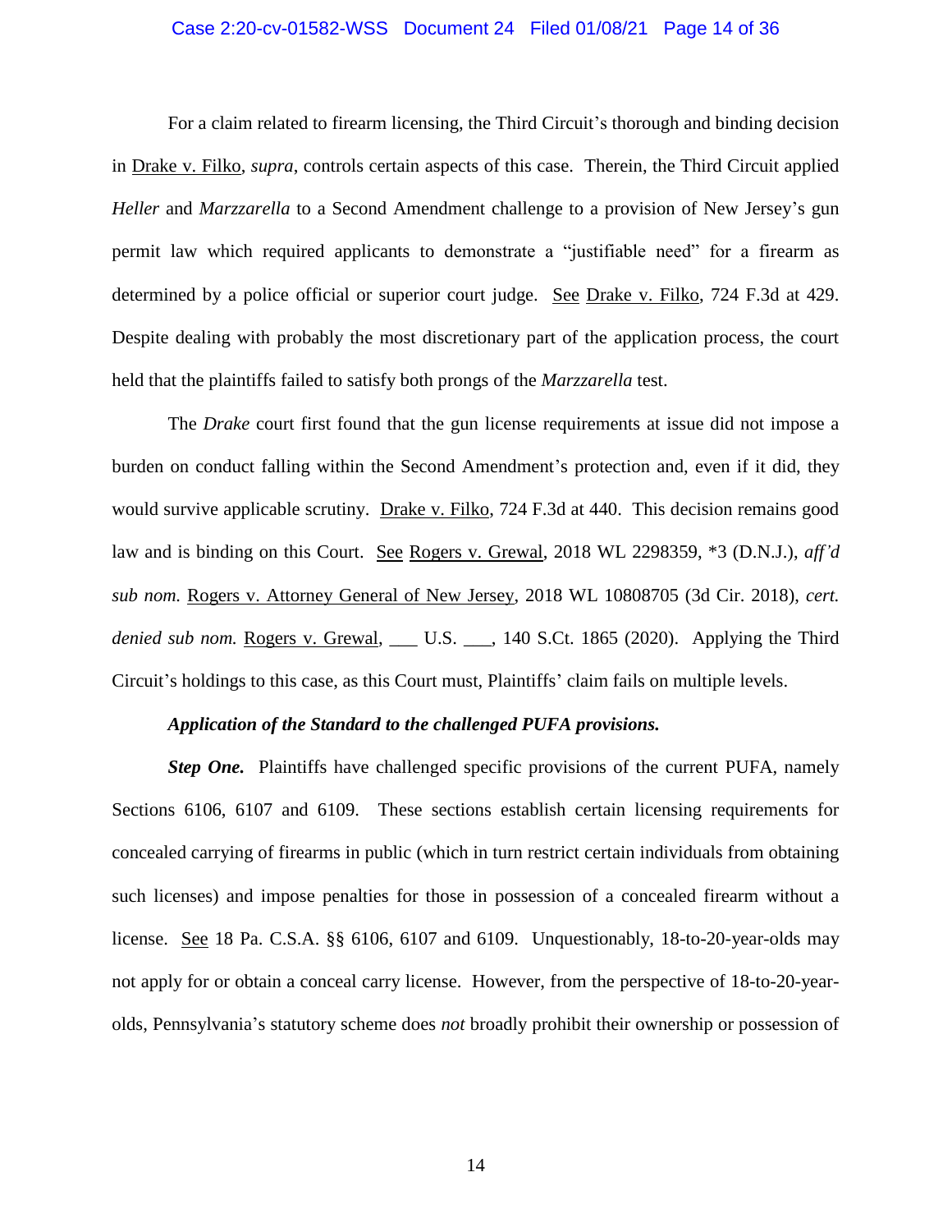For a claim related to firearm licensing, the Third Circuit's thorough and binding decision in Drake v. Filko, *supra*, controls certain aspects of this case. Therein, the Third Circuit applied *Heller* and *Marzzarella* to a Second Amendment challenge to a provision of New Jersey's gun permit law which required applicants to demonstrate a "justifiable need" for a firearm as determined by a police official or superior court judge. See Drake v. Filko, 724 F.3d at 429. Despite dealing with probably the most discretionary part of the application process, the court held that the plaintiffs failed to satisfy both prongs of the *Marzzarella* test.

The *Drake* court first found that the gun license requirements at issue did not impose a burden on conduct falling within the Second Amendment's protection and, even if it did, they would survive applicable scrutiny. Drake v. Filko, 724 F.3d at 440. This decision remains good law and is binding on this Court. See Rogers v. Grewal, 2018 WL 2298359, *3 (D.N.J.), *aff'd sub nom.* Rogers v. Attorney General of New Jersey, 2018 WL 10808705 (3d Cir. 2018), *cert. denied sub nom.* Rogers v. Grewal, ___ U.S. ___, 140 S.Ct. 1865 (2020). Applying the Third Circuit's holdings to this case, as this Court must, Plaintiffs' claim fails on multiple levels.

***Application of the Standard to the challenged PUFA provisions.***

***Step One.*** Plaintiffs have challenged specific provisions of the current PUFA, namely Sections 6106, 6107 and 6109. These sections establish certain licensing requirements for concealed carrying of firearms in public (which in turn restrict certain individuals from obtaining such licenses) and impose penalties for those in possession of a concealed firearm without a license. See 18 Pa. C.S.A. §§ 6106, 6107 and 6109. Unquestionably, 18-to-20-year-olds may not apply for or obtain a conceal carry license. However, from the perspective of 18-to-20-year-olds, Pennsylvania's statutory scheme does *not* broadly prohibit their ownership or possession of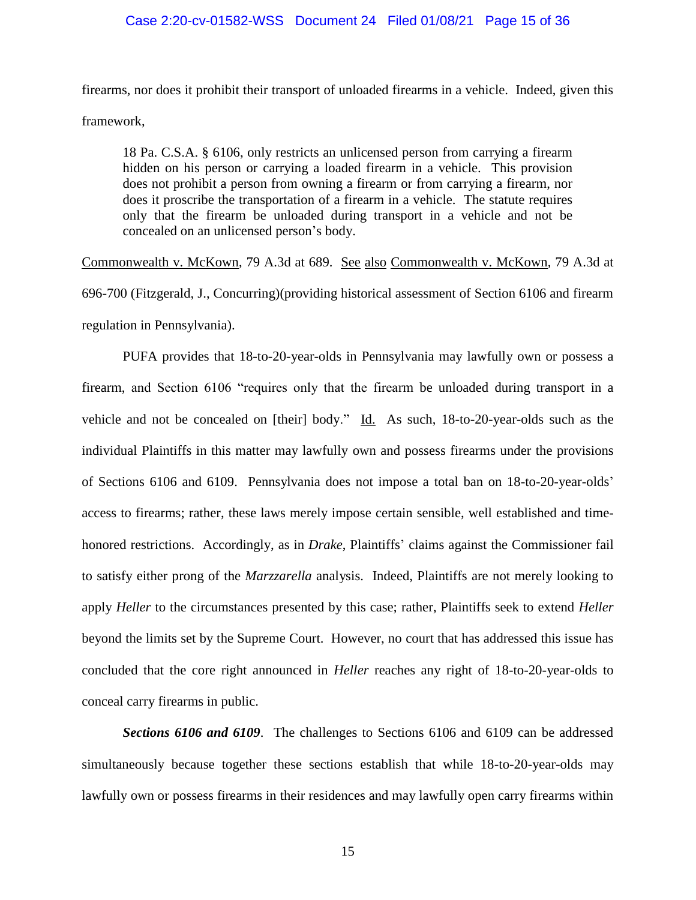firearms, nor does it prohibit their transport of unloaded firearms in a vehicle. Indeed, given this framework,

> 18 Pa. C.S.A. § 6106, only restricts an unlicensed person from carrying a firearm hidden on his person or carrying a loaded firearm in a vehicle. This provision does not prohibit a person from owning a firearm or from carrying a firearm, nor does it proscribe the transportation of a firearm in a vehicle. The statute requires only that the firearm be unloaded during transport in a vehicle and not be concealed on an unlicensed person's body.

Commonwealth v. McKown, 79 A.3d at 689. See also Commonwealth v. McKown, 79 A.3d at 696-700 (Fitzgerald, J., Concurring)(providing historical assessment of Section 6106 and firearm regulation in Pennsylvania).

PUFA provides that 18-to-20-year-olds in Pennsylvania may lawfully own or possess a firearm, and Section 6106 "requires only that the firearm be unloaded during transport in a vehicle and not be concealed on [their] body." Id. As such, 18-to-20-year-olds such as the individual Plaintiffs in this matter may lawfully own and possess firearms under the provisions of Sections 6106 and 6109. Pennsylvania does not impose a total ban on 18-to-20-year-olds' access to firearms; rather, these laws merely impose certain sensible, well established and time-honored restrictions. Accordingly, as in *Drake*, Plaintiffs' claims against the Commissioner fail to satisfy either prong of the *Marzzarella* analysis. Indeed, Plaintiffs are not merely looking to apply *Heller* to the circumstances presented by this case; rather, Plaintiffs seek to extend *Heller* beyond the limits set by the Supreme Court. However, no court that has addressed this issue has concluded that the core right announced in *Heller* reaches any right of 18-to-20-year-olds to conceal carry firearms in public.

***Sections 6106 and 6109***. The challenges to Sections 6106 and 6109 can be addressed simultaneously because together these sections establish that while 18-to-20-year-olds may lawfully own or possess firearms in their residences and may lawfully open carry firearms within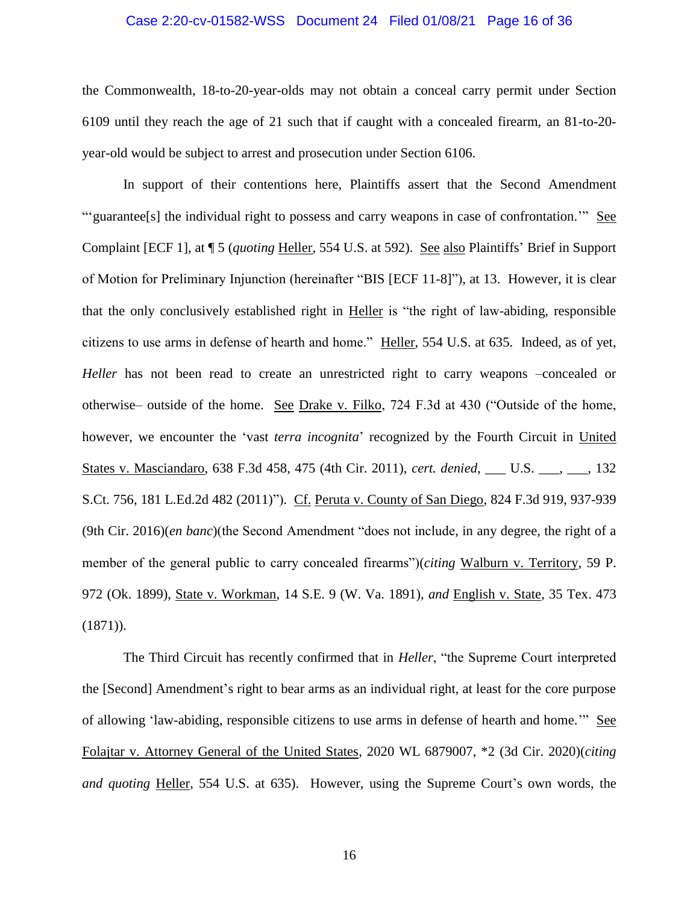the Commonwealth, 18-to-20-year-olds may not obtain a conceal carry permit under Section 6109 until they reach the age of 21 such that if caught with a concealed firearm, an 81-to-20-year-old would be subject to arrest and prosecution under Section 6106.

In support of their contentions here, Plaintiffs assert that the Second Amendment "'guarantee[s] the individual right to possess and carry weapons in case of confrontation.'" See Complaint [ECF 1], at ¶ 5 (*quoting* Heller, 554 U.S. at 592). See also Plaintiffs' Brief in Support of Motion for Preliminary Injunction (hereinafter "BIS [ECF 11-8]"), at 13. However, it is clear that the only conclusively established right in Heller is "the right of law-abiding, responsible citizens to use arms in defense of hearth and home." Heller, 554 U.S. at 635. Indeed, as of yet, *Heller* has not been read to create an unrestricted right to carry weapons –concealed or otherwise– outside of the home. See Drake v. Filko, 724 F.3d at 430 ("Outside of the home, however, we encounter the 'vast *terra incognita*' recognized by the Fourth Circuit in United States v. Masciandaro, 638 F.3d 458, 475 (4th Cir. 2011), *cert. denied*, ___ U.S. ___, ___, 132 S.Ct. 756, 181 L.Ed.2d 482 (2011)"). Cf. Peruta v. County of San Diego, 824 F.3d 919, 937-939 (9th Cir. 2016)(*en banc*)(the Second Amendment "does not include, in any degree, the right of a member of the general public to carry concealed firearms")(*citing* Walburn v. Territory, 59 P. 972 (Ok. 1899), State v. Workman, 14 S.E. 9 (W. Va. 1891), *and* English v. State, 35 Tex. 473 (1871)).

The Third Circuit has recently confirmed that in *Heller*, "the Supreme Court interpreted the [Second] Amendment's right to bear arms as an individual right, at least for the core purpose of allowing 'law-abiding, responsible citizens to use arms in defense of hearth and home.'" See Folajtar v. Attorney General of the United States, 2020 WL 6879007, *2 (3d Cir. 2020)(*citing and quoting* Heller, 554 U.S. at 635). However, using the Supreme Court's own words, the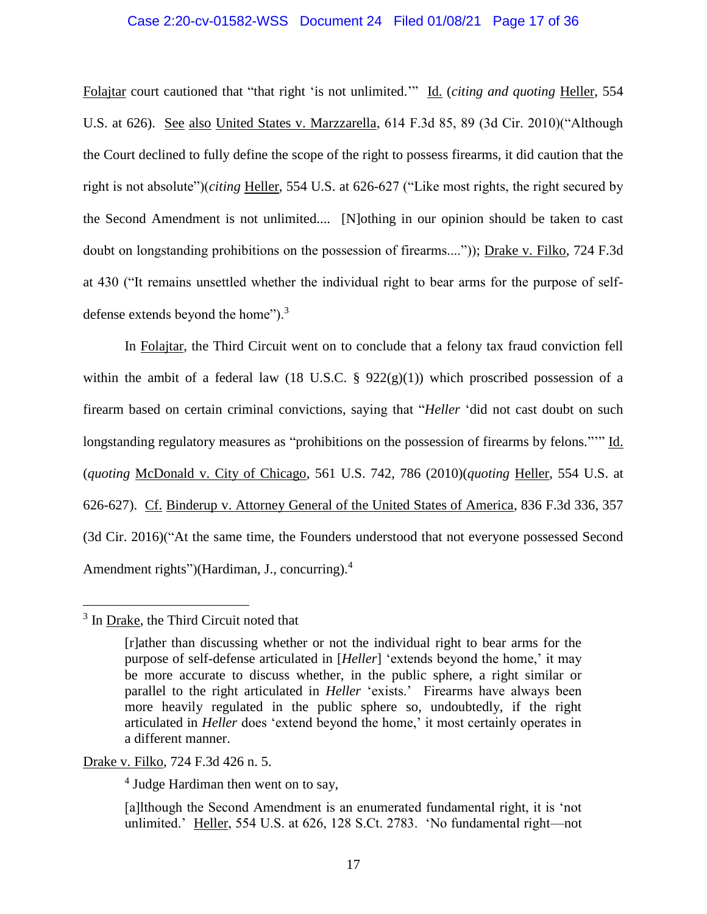Folajtar court cautioned that "that right 'is not unlimited.'" Id. (*citing and quoting* Heller, 554 U.S. at 626). See also United States v. Marzzarella, 614 F.3d 85, 89 (3d Cir. 2010)("Although the Court declined to fully define the scope of the right to possess firearms, it did caution that the right is not absolute")(*citing* Heller, 554 U.S. at 626-627 ("Like most rights, the right secured by the Second Amendment is not unlimited.... [N]othing in our opinion should be taken to cast doubt on longstanding prohibitions on the possession of firearms....")); Drake v. Filko, 724 F.3d at 430 ("It remains unsettled whether the individual right to bear arms for the purpose of self-defense extends beyond the home").[3]

In Folajtar, the Third Circuit went on to conclude that a felony tax fraud conviction fell within the ambit of a federal law (18 U.S.C. § 922(g)(1)) which proscribed possession of a firearm based on certain criminal convictions, saying that "*Heller* 'did not cast doubt on such longstanding regulatory measures as "prohibitions on the possession of firearms by felons."'" Id. (*quoting* McDonald v. City of Chicago, 561 U.S. 742, 786 (2010)(*quoting* Heller, 554 U.S. at 626-627). Cf. Binderup v. Attorney General of the United States of America, 836 F.3d 336, 357 (3d Cir. 2016)("At the same time, the Founders understood that not everyone possessed Second Amendment rights")(Hardiman, J., concurring).[4]

---

[3] In Drake, the Third Circuit noted that

> [r]ather than discussing whether or not the individual right to bear arms for the purpose of self-defense articulated in [*Heller*] 'extends beyond the home,' it may be more accurate to discuss whether, in the public sphere, a right similar or parallel to the right articulated in *Heller* 'exists.' Firearms have always been more heavily regulated in the public sphere so, undoubtedly, if the right articulated in *Heller* does 'extend beyond the home,' it most certainly operates in a different manner.

Drake v. Filko, 724 F.3d 426 n. 5.

[4] Judge Hardiman then went on to say,

> [a]lthough the Second Amendment is an enumerated fundamental right, it is 'not unlimited.' Heller, 554 U.S. at 626, 128 S.Ct. 2783. 'No fundamental right—not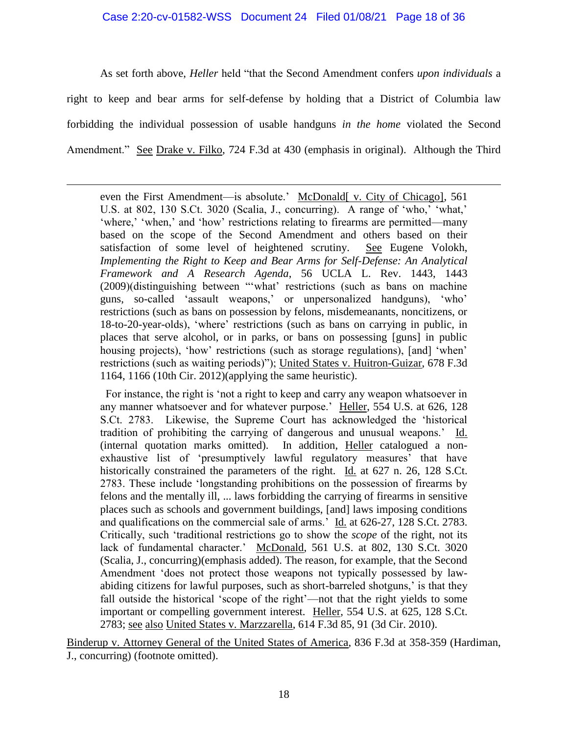As set forth above, *Heller* held "that the Second Amendment confers *upon individuals* a right to keep and bear arms for self-defense by holding that a District of Columbia law forbidding the individual possession of usable handguns *in the home* violated the Second Amendment." See Drake v. Filko, 724 F.3d at 430 (emphasis in original). Although the Third

---

> even the First Amendment—is absolute.' McDonald[ v. City of Chicago], 561 U.S. at 802, 130 S.Ct. 3020 (Scalia, J., concurring). A range of 'who,' 'what,' 'where,' 'when,' and 'how' restrictions relating to firearms are permitted—many based on the scope of the Second Amendment and others based on their satisfaction of some level of heightened scrutiny. See Eugene Volokh, *Implementing the Right to Keep and Bear Arms for Self-Defense: An Analytical Framework and A Research Agenda*, 56 UCLA L. Rev. 1443, 1443 (2009)(distinguishing between "'what' restrictions (such as bans on machine guns, so-called 'assault weapons,' or unpersonalized handguns), 'who' restrictions (such as bans on possession by felons, misdemeanants, noncitizens, or 18-to-20-year-olds), 'where' restrictions (such as bans on carrying in public, in places that serve alcohol, or in parks, or bans on possessing [guns] in public housing projects), 'how' restrictions (such as storage regulations), [and] 'when' restrictions (such as waiting periods)"); United States v. Huitron-Guizar, 678 F.3d 1164, 1166 (10th Cir. 2012)(applying the same heuristic).
>
> For instance, the right is 'not a right to keep and carry any weapon whatsoever in any manner whatsoever and for whatever purpose.' Heller, 554 U.S. at 626, 128 S.Ct. 2783. Likewise, the Supreme Court has acknowledged the 'historical tradition of prohibiting the carrying of dangerous and unusual weapons.' Id. (internal quotation marks omitted). In addition, Heller catalogued a non-exhaustive list of 'presumptively lawful regulatory measures' that have historically constrained the parameters of the right. Id. at 627 n. 26, 128 S.Ct. 2783. These include 'longstanding prohibitions on the possession of firearms by felons and the mentally ill, ... laws forbidding the carrying of firearms in sensitive places such as schools and government buildings, [and] laws imposing conditions and qualifications on the commercial sale of arms.' Id. at 626-27, 128 S.Ct. 2783. Critically, such 'traditional restrictions go to show the *scope* of the right, not its lack of fundamental character.' McDonald, 561 U.S. at 802, 130 S.Ct. 3020 (Scalia, J., concurring)(emphasis added). The reason, for example, that the Second Amendment 'does not protect those weapons not typically possessed by law-abiding citizens for lawful purposes, such as short-barreled shotguns,' is that they fall outside the historical 'scope of the right'—not that the right yields to some important or compelling government interest. Heller, 554 U.S. at 625, 128 S.Ct. 2783; see also United States v. Marzzarella, 614 F.3d 85, 91 (3d Cir. 2010).

Binderup v. Attorney General of the United States of America, 836 F.3d at 358-359 (Hardiman, J., concurring) (footnote omitted).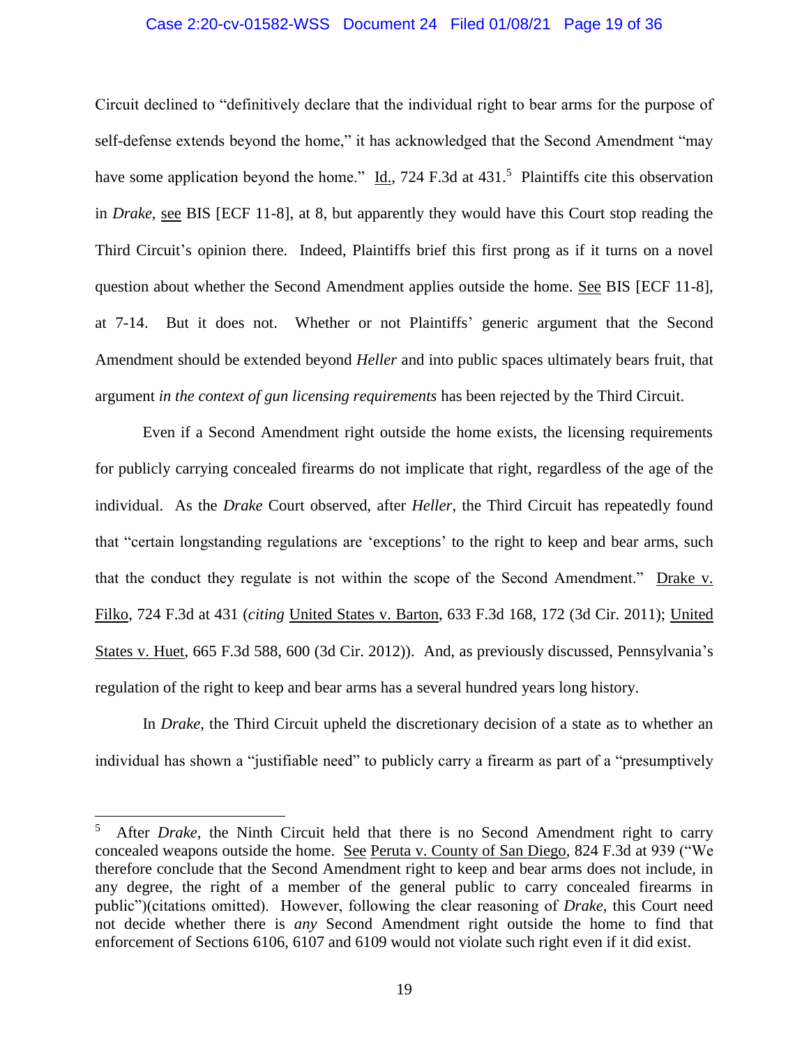Circuit declined to "definitively declare that the individual right to bear arms for the purpose of self-defense extends beyond the home," it has acknowledged that the Second Amendment "may have some application beyond the home." Id., 724 F.3d at 431.[5] Plaintiffs cite this observation in *Drake*, see BIS [ECF 11-8], at 8, but apparently they would have this Court stop reading the Third Circuit's opinion there. Indeed, Plaintiffs brief this first prong as if it turns on a novel question about whether the Second Amendment applies outside the home. See BIS [ECF 11-8], at 7-14. But it does not. Whether or not Plaintiffs' generic argument that the Second Amendment should be extended beyond *Heller* and into public spaces ultimately bears fruit, that argument *in the context of gun licensing requirements* has been rejected by the Third Circuit.

Even if a Second Amendment right outside the home exists, the licensing requirements for publicly carrying concealed firearms do not implicate that right, regardless of the age of the individual. As the *Drake* Court observed, after *Heller*, the Third Circuit has repeatedly found that "certain longstanding regulations are 'exceptions' to the right to keep and bear arms, such that the conduct they regulate is not within the scope of the Second Amendment." Drake v. Filko, 724 F.3d at 431 (*citing* United States v. Barton, 633 F.3d 168, 172 (3d Cir. 2011); United States v. Huet, 665 F.3d 588, 600 (3d Cir. 2012)). And, as previously discussed, Pennsylvania's regulation of the right to keep and bear arms has a several hundred years long history.

In *Drake*, the Third Circuit upheld the discretionary decision of a state as to whether an individual has shown a "justifiable need" to publicly carry a firearm as part of a "presumptively

---

[5] After *Drake*, the Ninth Circuit held that there is no Second Amendment right to carry concealed weapons outside the home. See Peruta v. County of San Diego, 824 F.3d at 939 ("We therefore conclude that the Second Amendment right to keep and bear arms does not include, in any degree, the right of a member of the general public to carry concealed firearms in public")(citations omitted). However, following the clear reasoning of *Drake*, this Court need not decide whether there is *any* Second Amendment right outside the home to find that enforcement of Sections 6106, 6107 and 6109 would not violate such right even if it did exist.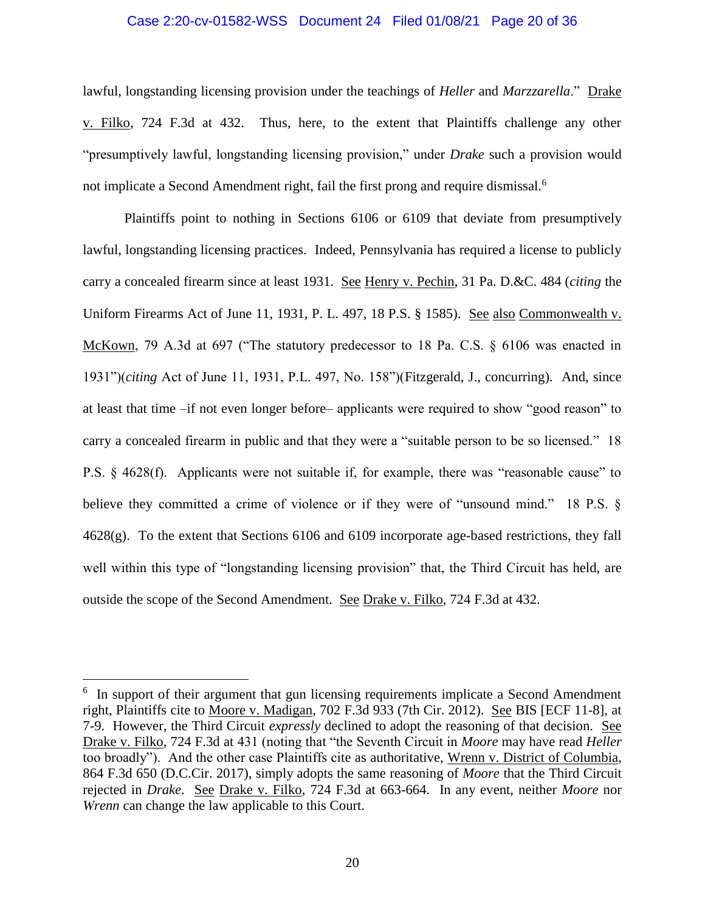lawful, longstanding licensing provision under the teachings of *Heller* and *Marzzarella*." Drake v. Filko, 724 F.3d at 432. Thus, here, to the extent that Plaintiffs challenge any other "presumptively lawful, longstanding licensing provision," under *Drake* such a provision would not implicate a Second Amendment right, fail the first prong and require dismissal.[6]

Plaintiffs point to nothing in Sections 6106 or 6109 that deviate from presumptively lawful, longstanding licensing practices. Indeed, Pennsylvania has required a license to publicly carry a concealed firearm since at least 1931. See Henry v. Pechin, 31 Pa. D.&C. 484 (*citing* the Uniform Firearms Act of June 11, 1931, P. L. 497, 18 P.S. § 1585). See also Commonwealth v. McKown, 79 A.3d at 697 ("The statutory predecessor to 18 Pa. C.S. § 6106 was enacted in 1931")(*citing* Act of June 11, 1931, P.L. 497, No. 158")(Fitzgerald, J., concurring). And, since at least that time –if not even longer before– applicants were required to show "good reason" to carry a concealed firearm in public and that they were a "suitable person to be so licensed." 18 P.S. § 4628(f). Applicants were not suitable if, for example, there was "reasonable cause" to believe they committed a crime of violence or if they were of "unsound mind." 18 P.S. § 4628(g). To the extent that Sections 6106 and 6109 incorporate age-based restrictions, they fall well within this type of "longstanding licensing provision" that, the Third Circuit has held, are outside the scope of the Second Amendment. See Drake v. Filko, 724 F.3d at 432.

---

[6] In support of their argument that gun licensing requirements implicate a Second Amendment right, Plaintiffs cite to Moore v. Madigan, 702 F.3d 933 (7th Cir. 2012). See BIS [ECF 11-8], at 7-9. However, the Third Circuit *expressly* declined to adopt the reasoning of that decision. See Drake v. Filko, 724 F.3d at 431 (noting that "the Seventh Circuit in *Moore* may have read *Heller* too broadly"). And the other case Plaintiffs cite as authoritative, Wrenn v. District of Columbia, 864 F.3d 650 (D.C.Cir. 2017), simply adopts the same reasoning of *Moore* that the Third Circuit rejected in *Drake*. See Drake v. Filko, 724 F.3d at 663-664. In any event, neither *Moore* nor *Wrenn* can change the law applicable to this Court.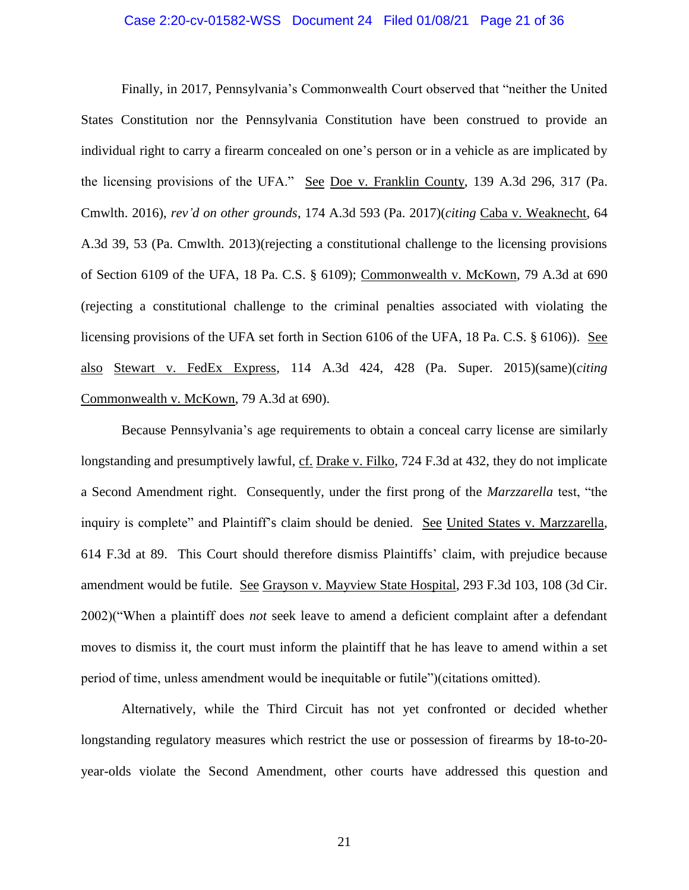Finally, in 2017, Pennsylvania's Commonwealth Court observed that "neither the United States Constitution nor the Pennsylvania Constitution have been construed to provide an individual right to carry a firearm concealed on one's person or in a vehicle as are implicated by the licensing provisions of the UFA." See Doe v. Franklin County, 139 A.3d 296, 317 (Pa. Cmwlth. 2016), *rev'd on other grounds*, 174 A.3d 593 (Pa. 2017)(*citing* Caba v. Weaknecht, 64 A.3d 39, 53 (Pa. Cmwlth. 2013)(rejecting a constitutional challenge to the licensing provisions of Section 6109 of the UFA, 18 Pa. C.S. § 6109); Commonwealth v. McKown, 79 A.3d at 690 (rejecting a constitutional challenge to the criminal penalties associated with violating the licensing provisions of the UFA set forth in Section 6106 of the UFA, 18 Pa. C.S. § 6106)). See also Stewart v. FedEx Express, 114 A.3d 424, 428 (Pa. Super. 2015)(same)(*citing* Commonwealth v. McKown, 79 A.3d at 690).

Because Pennsylvania's age requirements to obtain a conceal carry license are similarly longstanding and presumptively lawful, cf. Drake v. Filko, 724 F.3d at 432, they do not implicate a Second Amendment right. Consequently, under the first prong of the *Marzzarella* test, "the inquiry is complete" and Plaintiff's claim should be denied. See United States v. Marzzarella, 614 F.3d at 89. This Court should therefore dismiss Plaintiffs' claim, with prejudice because amendment would be futile. See Grayson v. Mayview State Hospital, 293 F.3d 103, 108 (3d Cir. 2002)("When a plaintiff does *not* seek leave to amend a deficient complaint after a defendant moves to dismiss it, the court must inform the plaintiff that he has leave to amend within a set period of time, unless amendment would be inequitable or futile")(citations omitted).

Alternatively, while the Third Circuit has not yet confronted or decided whether longstanding regulatory measures which restrict the use or possession of firearms by 18-to-20-year-olds violate the Second Amendment, other courts have addressed this question and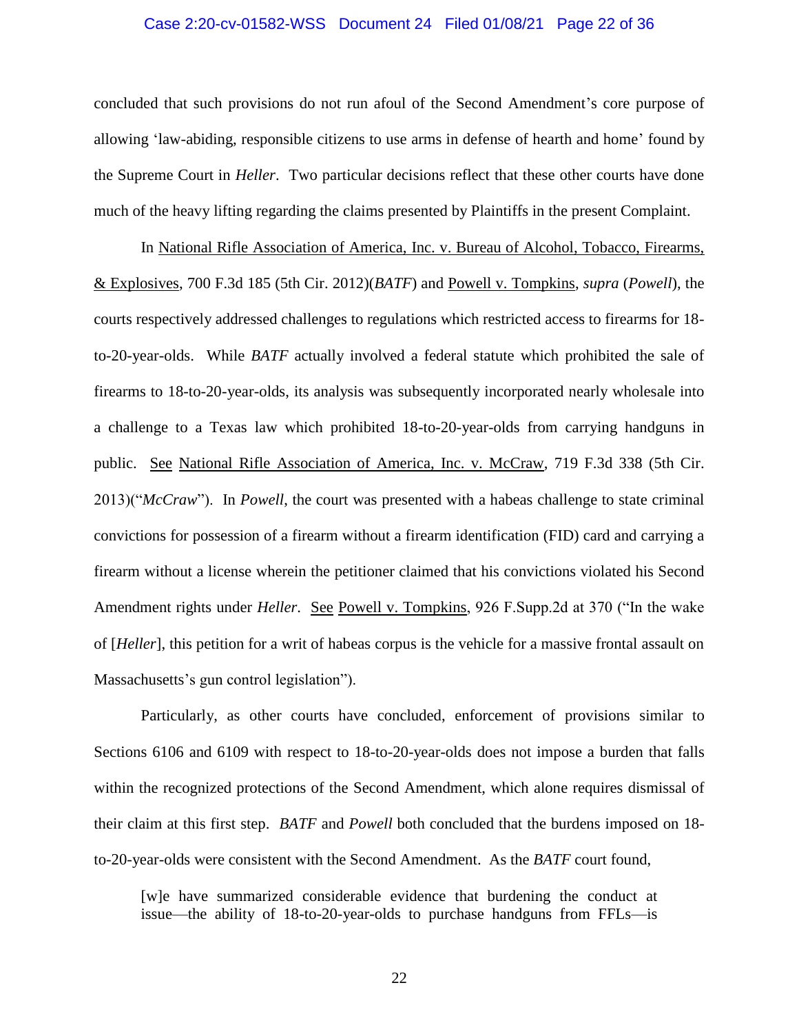concluded that such provisions do not run afoul of the Second Amendment's core purpose of allowing 'law-abiding, responsible citizens to use arms in defense of hearth and home' found by the Supreme Court in *Heller*. Two particular decisions reflect that these other courts have done much of the heavy lifting regarding the claims presented by Plaintiffs in the present Complaint.

In National Rifle Association of America, Inc. v. Bureau of Alcohol, Tobacco, Firearms, & Explosives, 700 F.3d 185 (5th Cir. 2012)(*BATF*) and Powell v. Tompkins, *supra* (*Powell*), the courts respectively addressed challenges to regulations which restricted access to firearms for 18-to-20-year-olds. While *BATF* actually involved a federal statute which prohibited the sale of firearms to 18-to-20-year-olds, its analysis was subsequently incorporated nearly wholesale into a challenge to a Texas law which prohibited 18-to-20-year-olds from carrying handguns in public. See National Rifle Association of America, Inc. v. McCraw, 719 F.3d 338 (5th Cir. 2013)("*McCraw*"). In *Powell*, the court was presented with a habeas challenge to state criminal convictions for possession of a firearm without a firearm identification (FID) card and carrying a firearm without a license wherein the petitioner claimed that his convictions violated his Second Amendment rights under *Heller*. See Powell v. Tompkins, 926 F.Supp.2d at 370 ("In the wake of [*Heller*], this petition for a writ of habeas corpus is the vehicle for a massive frontal assault on Massachusetts's gun control legislation").

Particularly, as other courts have concluded, enforcement of provisions similar to Sections 6106 and 6109 with respect to 18-to-20-year-olds does not impose a burden that falls within the recognized protections of the Second Amendment, which alone requires dismissal of their claim at this first step. *BATF* and *Powell* both concluded that the burdens imposed on 18-to-20-year-olds were consistent with the Second Amendment. As the *BATF* court found,

> [w]e have summarized considerable evidence that burdening the conduct at issue—the ability of 18-to-20-year-olds to purchase handguns from FFLs—is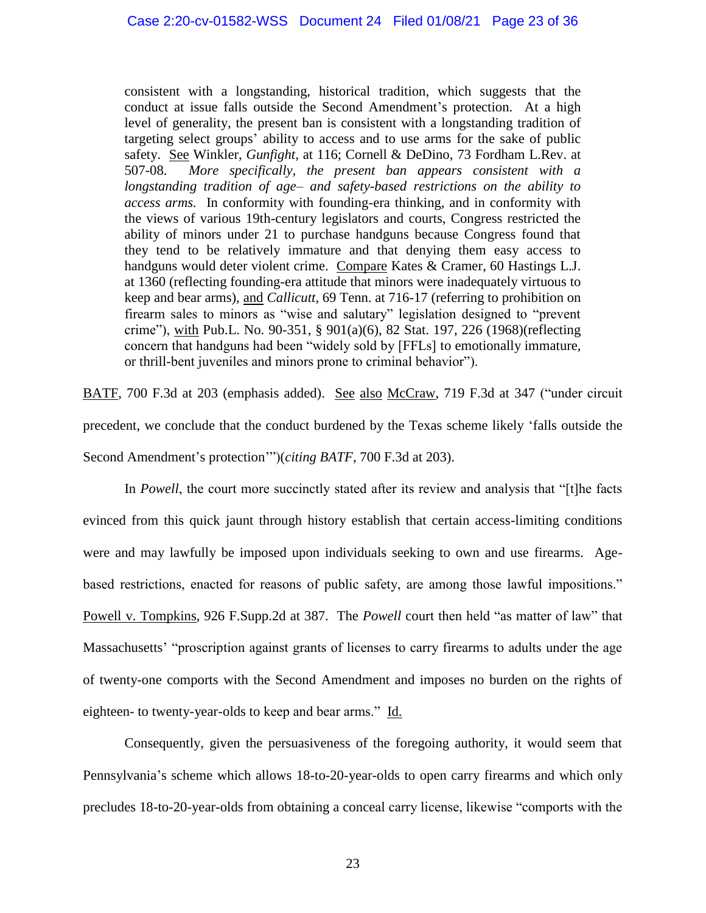> consistent with a longstanding, historical tradition, which suggests that the conduct at issue falls outside the Second Amendment's protection. At a high level of generality, the present ban is consistent with a longstanding tradition of targeting select groups' ability to access and to use arms for the sake of public safety. See Winkler, *Gunfight*, at 116; Cornell & DeDino, 73 Fordham L.Rev. at 507-08. *More specifically, the present ban appears consistent with a longstanding tradition of age– and safety-based restrictions on the ability to access arms.* In conformity with founding-era thinking, and in conformity with the views of various 19th-century legislators and courts, Congress restricted the ability of minors under 21 to purchase handguns because Congress found that they tend to be relatively immature and that denying them easy access to handguns would deter violent crime. Compare Kates & Cramer, 60 Hastings L.J. at 1360 (reflecting founding-era attitude that minors were inadequately virtuous to keep and bear arms), and *Callicutt*, 69 Tenn. at 716-17 (referring to prohibition on firearm sales to minors as "wise and salutary" legislation designed to "prevent crime"), with Pub.L. No. 90-351, § 901(a)(6), 82 Stat. 197, 226 (1968)(reflecting concern that handguns had been "widely sold by [FFLs] to emotionally immature, or thrill-bent juveniles and minors prone to criminal behavior").

BATF, 700 F.3d at 203 (emphasis added). See also McCraw, 719 F.3d at 347 ("under circuit precedent, we conclude that the conduct burdened by the Texas scheme likely 'falls outside the Second Amendment's protection'")(*citing BATF*, 700 F.3d at 203).

In *Powell*, the court more succinctly stated after its review and analysis that "[t]he facts evinced from this quick jaunt through history establish that certain access-limiting conditions were and may lawfully be imposed upon individuals seeking to own and use firearms. Age-based restrictions, enacted for reasons of public safety, are among those lawful impositions." Powell v. Tompkins, 926 F.Supp.2d at 387. The *Powell* court then held "as matter of law" that Massachusetts' "proscription against grants of licenses to carry firearms to adults under the age of twenty-one comports with the Second Amendment and imposes no burden on the rights of eighteen- to twenty-year-olds to keep and bear arms." Id.

Consequently, given the persuasiveness of the foregoing authority, it would seem that Pennsylvania's scheme which allows 18-to-20-year-olds to open carry firearms and which only precludes 18-to-20-year-olds from obtaining a conceal carry license, likewise "comports with the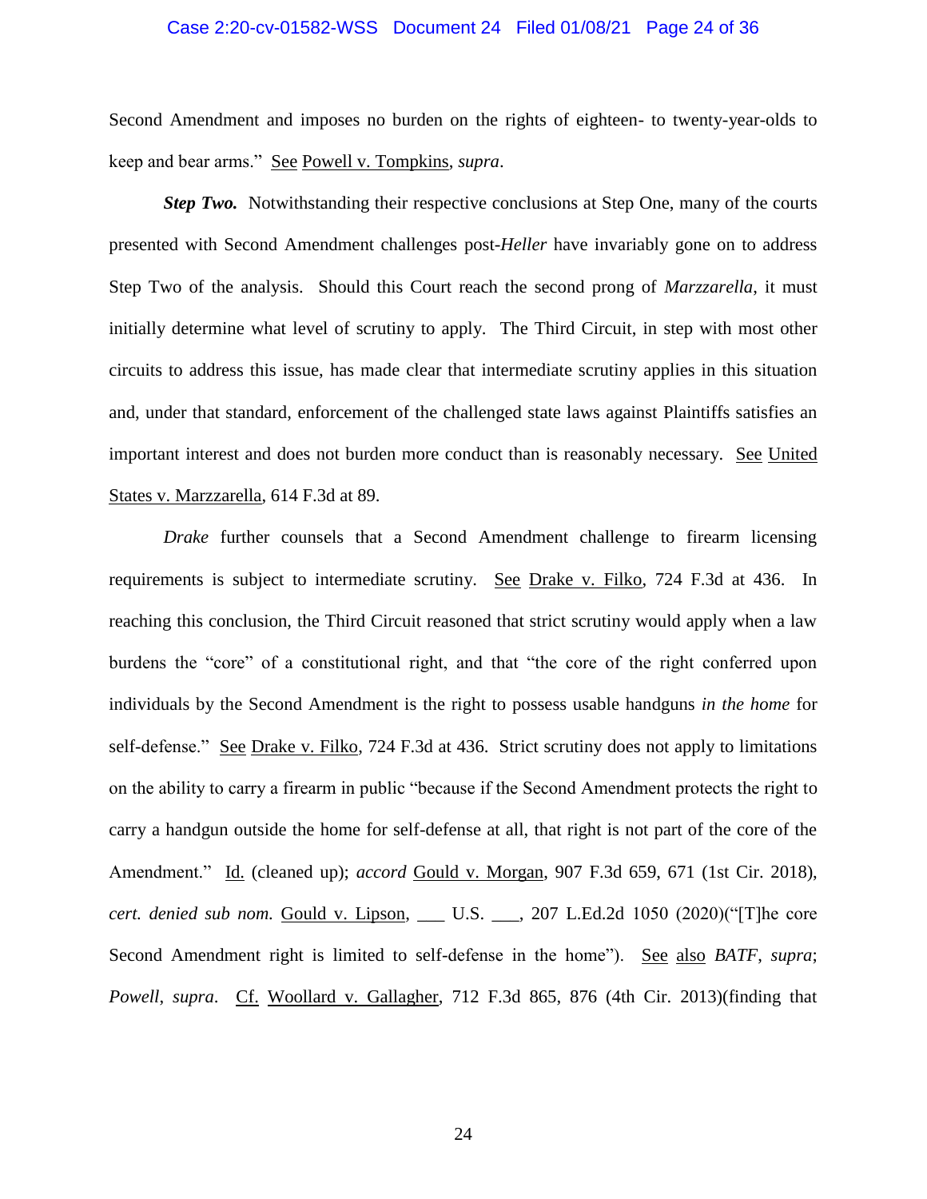Second Amendment and imposes no burden on the rights of eighteen- to twenty-year-olds to keep and bear arms." See Powell v. Tompkins, *supra*.

***Step Two.*** Notwithstanding their respective conclusions at Step One, many of the courts presented with Second Amendment challenges post-*Heller* have invariably gone on to address Step Two of the analysis. Should this Court reach the second prong of *Marzzarella*, it must initially determine what level of scrutiny to apply. The Third Circuit, in step with most other circuits to address this issue, has made clear that intermediate scrutiny applies in this situation and, under that standard, enforcement of the challenged state laws against Plaintiffs satisfies an important interest and does not burden more conduct than is reasonably necessary. See United States v. Marzzarella, 614 F.3d at 89.

*Drake* further counsels that a Second Amendment challenge to firearm licensing requirements is subject to intermediate scrutiny. See Drake v. Filko, 724 F.3d at 436. In reaching this conclusion, the Third Circuit reasoned that strict scrutiny would apply when a law burdens the "core" of a constitutional right, and that "the core of the right conferred upon individuals by the Second Amendment is the right to possess usable handguns *in the home* for self-defense." See Drake v. Filko, 724 F.3d at 436. Strict scrutiny does not apply to limitations on the ability to carry a firearm in public "because if the Second Amendment protects the right to carry a handgun outside the home for self-defense at all, that right is not part of the core of the Amendment." Id. (cleaned up); *accord* Gould v. Morgan, 907 F.3d 659, 671 (1st Cir. 2018), *cert. denied sub nom.* Gould v. Lipson, ___ U.S. ___, 207 L.Ed.2d 1050 (2020)("[T]he core Second Amendment right is limited to self-defense in the home"). See also *BATF*, *supra*; *Powell*, *supra*. Cf. Woollard v. Gallagher, 712 F.3d 865, 876 (4th Cir. 2013)(finding that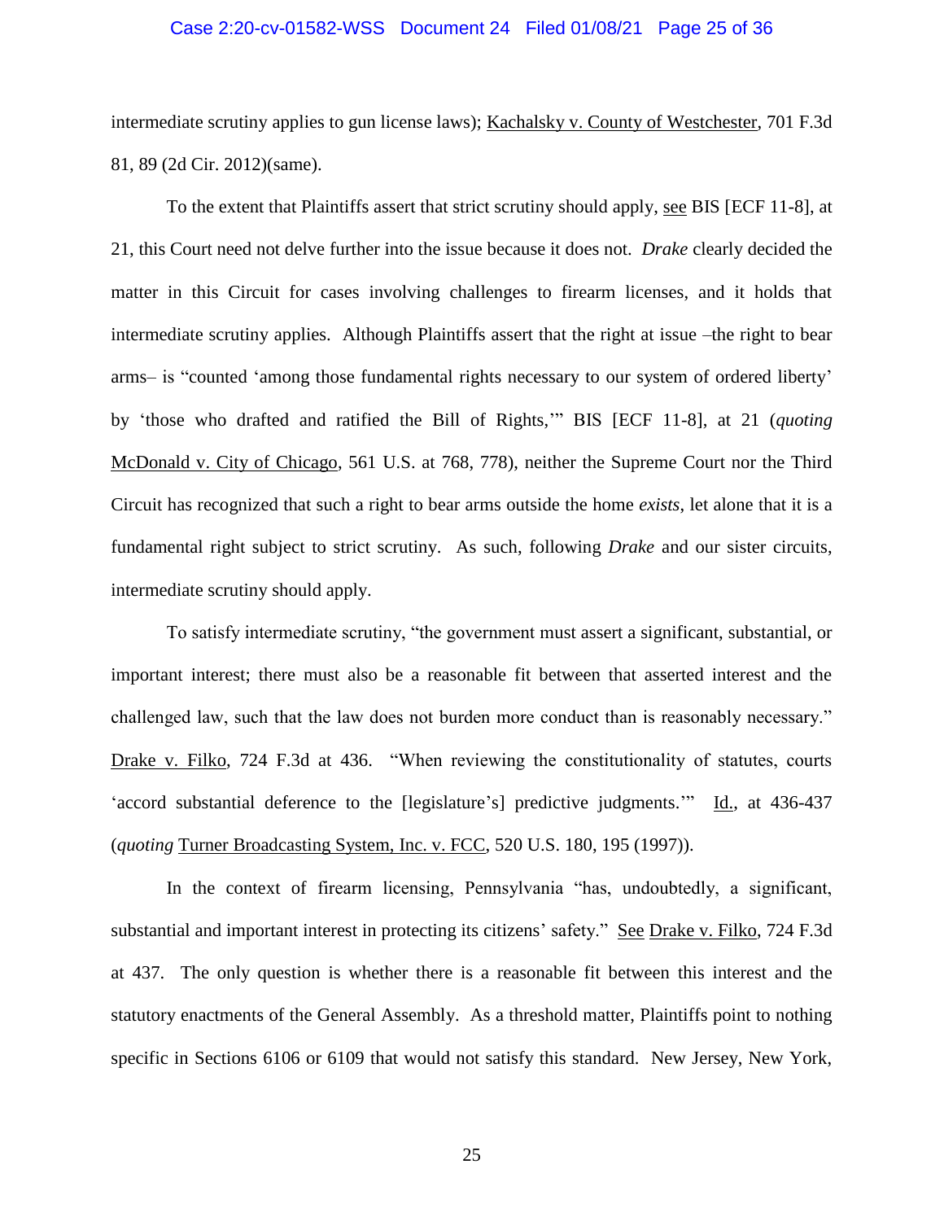intermediate scrutiny applies to gun license laws); Kachalsky v. County of Westchester, 701 F.3d 81, 89 (2d Cir. 2012)(same).

To the extent that Plaintiffs assert that strict scrutiny should apply, see BIS [ECF 11-8], at 21, this Court need not delve further into the issue because it does not. *Drake* clearly decided the matter in this Circuit for cases involving challenges to firearm licenses, and it holds that intermediate scrutiny applies. Although Plaintiffs assert that the right at issue –the right to bear arms– is "counted 'among those fundamental rights necessary to our system of ordered liberty' by 'those who drafted and ratified the Bill of Rights,'" BIS [ECF 11-8], at 21 (*quoting* McDonald v. City of Chicago, 561 U.S. at 768, 778), neither the Supreme Court nor the Third Circuit has recognized that such a right to bear arms outside the home *exists*, let alone that it is a fundamental right subject to strict scrutiny. As such, following *Drake* and our sister circuits, intermediate scrutiny should apply.

To satisfy intermediate scrutiny, "the government must assert a significant, substantial, or important interest; there must also be a reasonable fit between that asserted interest and the challenged law, such that the law does not burden more conduct than is reasonably necessary." Drake v. Filko, 724 F.3d at 436. "When reviewing the constitutionality of statutes, courts 'accord substantial deference to the [legislature's] predictive judgments.'" Id., at 436-437 (*quoting* Turner Broadcasting System, Inc. v. FCC, 520 U.S. 180, 195 (1997)).

In the context of firearm licensing, Pennsylvania "has, undoubtedly, a significant, substantial and important interest in protecting its citizens' safety." See Drake v. Filko, 724 F.3d at 437. The only question is whether there is a reasonable fit between this interest and the statutory enactments of the General Assembly. As a threshold matter, Plaintiffs point to nothing specific in Sections 6106 or 6109 that would not satisfy this standard. New Jersey, New York,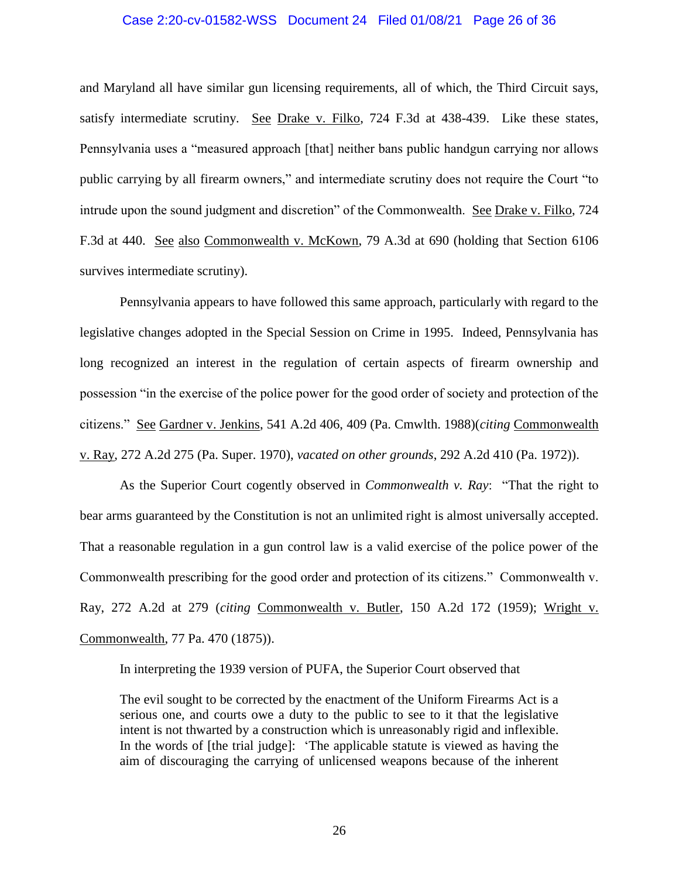and Maryland all have similar gun licensing requirements, all of which, the Third Circuit says, satisfy intermediate scrutiny. See Drake v. Filko, 724 F.3d at 438-439. Like these states, Pennsylvania uses a "measured approach [that] neither bans public handgun carrying nor allows public carrying by all firearm owners," and intermediate scrutiny does not require the Court "to intrude upon the sound judgment and discretion" of the Commonwealth. See Drake v. Filko, 724 F.3d at 440. See also Commonwealth v. McKown, 79 A.3d at 690 (holding that Section 6106 survives intermediate scrutiny).

Pennsylvania appears to have followed this same approach, particularly with regard to the legislative changes adopted in the Special Session on Crime in 1995. Indeed, Pennsylvania has long recognized an interest in the regulation of certain aspects of firearm ownership and possession "in the exercise of the police power for the good order of society and protection of the citizens." See Gardner v. Jenkins, 541 A.2d 406, 409 (Pa. Cmwlth. 1988)(*citing* Commonwealth v. Ray, 272 A.2d 275 (Pa. Super. 1970), *vacated on other grounds*, 292 A.2d 410 (Pa. 1972)).

As the Superior Court cogently observed in *Commonwealth v. Ray*: "That the right to bear arms guaranteed by the Constitution is not an unlimited right is almost universally accepted. That a reasonable regulation in a gun control law is a valid exercise of the police power of the Commonwealth prescribing for the good order and protection of its citizens." Commonwealth v. Ray, 272 A.2d at 279 (*citing* Commonwealth v. Butler, 150 A.2d 172 (1959); Wright v. Commonwealth, 77 Pa. 470 (1875)).

In interpreting the 1939 version of PUFA, the Superior Court observed that

> The evil sought to be corrected by the enactment of the Uniform Firearms Act is a serious one, and courts owe a duty to the public to see to it that the legislative intent is not thwarted by a construction which is unreasonably rigid and inflexible. In the words of [the trial judge]: 'The applicable statute is viewed as having the aim of discouraging the carrying of unlicensed weapons because of the inherent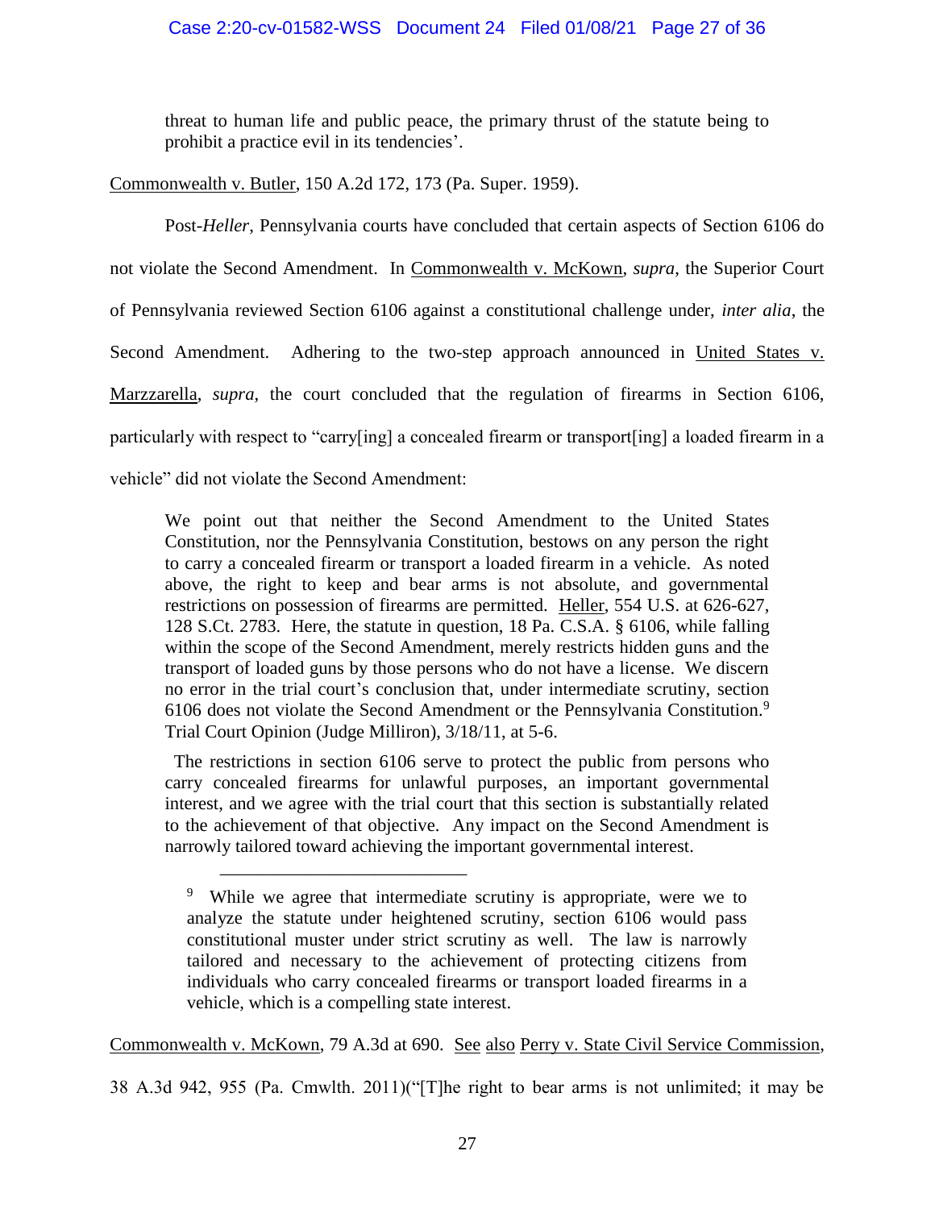threat to human life and public peace, the primary thrust of the statute being to prohibit a practice evil in its tendencies'.

Commonwealth v. Butler, 150 A.2d 172, 173 (Pa. Super. 1959).

Post-*Heller*, Pennsylvania courts have concluded that certain aspects of Section 6106 do not violate the Second Amendment. In Commonwealth v. McKown, *supra*, the Superior Court of Pennsylvania reviewed Section 6106 against a constitutional challenge under, *inter alia*, the Second Amendment. Adhering to the two-step approach announced in United States v. Marzzarella, *supra*, the court concluded that the regulation of firearms in Section 6106, particularly with respect to "carry[ing] a concealed firearm or transport[ing] a loaded firearm in a vehicle" did not violate the Second Amendment:

> We point out that neither the Second Amendment to the United States Constitution, nor the Pennsylvania Constitution, bestows on any person the right to carry a concealed firearm or transport a loaded firearm in a vehicle. As noted above, the right to keep and bear arms is not absolute, and governmental restrictions on possession of firearms are permitted. Heller, 554 U.S. at 626-627, 128 S.Ct. 2783. Here, the statute in question, 18 Pa. C.S.A. § 6106, while falling within the scope of the Second Amendment, merely restricts hidden guns and the transport of loaded guns by those persons who do not have a license. We discern no error in the trial court's conclusion that, under intermediate scrutiny, section 6106 does not violate the Second Amendment or the Pennsylvania Constitution.[9] Trial Court Opinion (Judge Milliron), 3/18/11, at 5-6.
>
> The restrictions in section 6106 serve to protect the public from persons who carry concealed firearms for unlawful purposes, an important governmental interest, and we agree with the trial court that this section is substantially related to the achievement of that objective. Any impact on the Second Amendment is narrowly tailored toward achieving the important governmental interest.
>
> ---
>
> [9] While we agree that intermediate scrutiny is appropriate, were we to analyze the statute under heightened scrutiny, section 6106 would pass constitutional muster under strict scrutiny as well. The law is narrowly tailored and necessary to the achievement of protecting citizens from individuals who carry concealed firearms or transport loaded firearms in a vehicle, which is a compelling state interest.

Commonwealth v. McKown, 79 A.3d at 690. See also Perry v. State Civil Service Commission, 38 A.3d 942, 955 (Pa. Cmwlth. 2011)("[T]he right to bear arms is not unlimited; it may be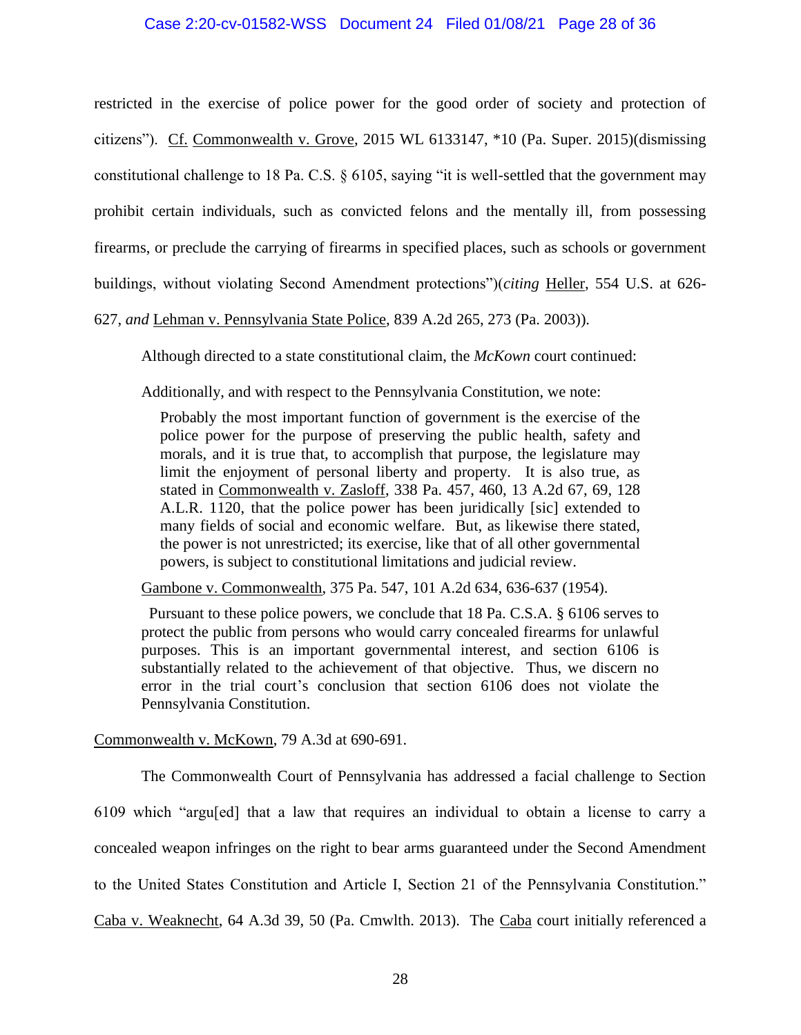restricted in the exercise of police power for the good order of society and protection of citizens"). Cf. Commonwealth v. Grove, 2015 WL 6133147, *10 (Pa. Super. 2015)(dismissing constitutional challenge to 18 Pa. C.S. § 6105, saying "it is well-settled that the government may prohibit certain individuals, such as convicted felons and the mentally ill, from possessing firearms, or preclude the carrying of firearms in specified places, such as schools or government buildings, without violating Second Amendment protections")(*citing* Heller, 554 U.S. at 626-627, *and* Lehman v. Pennsylvania State Police, 839 A.2d 265, 273 (Pa. 2003)).

Although directed to a state constitutional claim, the *McKown* court continued:

Additionally, and with respect to the Pennsylvania Constitution, we note:

> Probably the most important function of government is the exercise of the police power for the purpose of preserving the public health, safety and morals, and it is true that, to accomplish that purpose, the legislature may limit the enjoyment of personal liberty and property. It is also true, as stated in Commonwealth v. Zasloff, 338 Pa. 457, 460, 13 A.2d 67, 69, 128 A.L.R. 1120, that the police power has been juridically [sic] extended to many fields of social and economic welfare. But, as likewise there stated, the power is not unrestricted; its exercise, like that of all other governmental powers, is subject to constitutional limitations and judicial review.

Gambone v. Commonwealth, 375 Pa. 547, 101 A.2d 634, 636-637 (1954).

> Pursuant to these police powers, we conclude that 18 Pa. C.S.A. § 6106 serves to protect the public from persons who would carry concealed firearms for unlawful purposes. This is an important governmental interest, and section 6106 is substantially related to the achievement of that objective. Thus, we discern no error in the trial court's conclusion that section 6106 does not violate the Pennsylvania Constitution.

Commonwealth v. McKown, 79 A.3d at 690-691.

The Commonwealth Court of Pennsylvania has addressed a facial challenge to Section 6109 which "argu[ed] that a law that requires an individual to obtain a license to carry a concealed weapon infringes on the right to bear arms guaranteed under the Second Amendment to the United States Constitution and Article I, Section 21 of the Pennsylvania Constitution." Caba v. Weaknecht, 64 A.3d 39, 50 (Pa. Cmwlth. 2013). The Caba court initially referenced a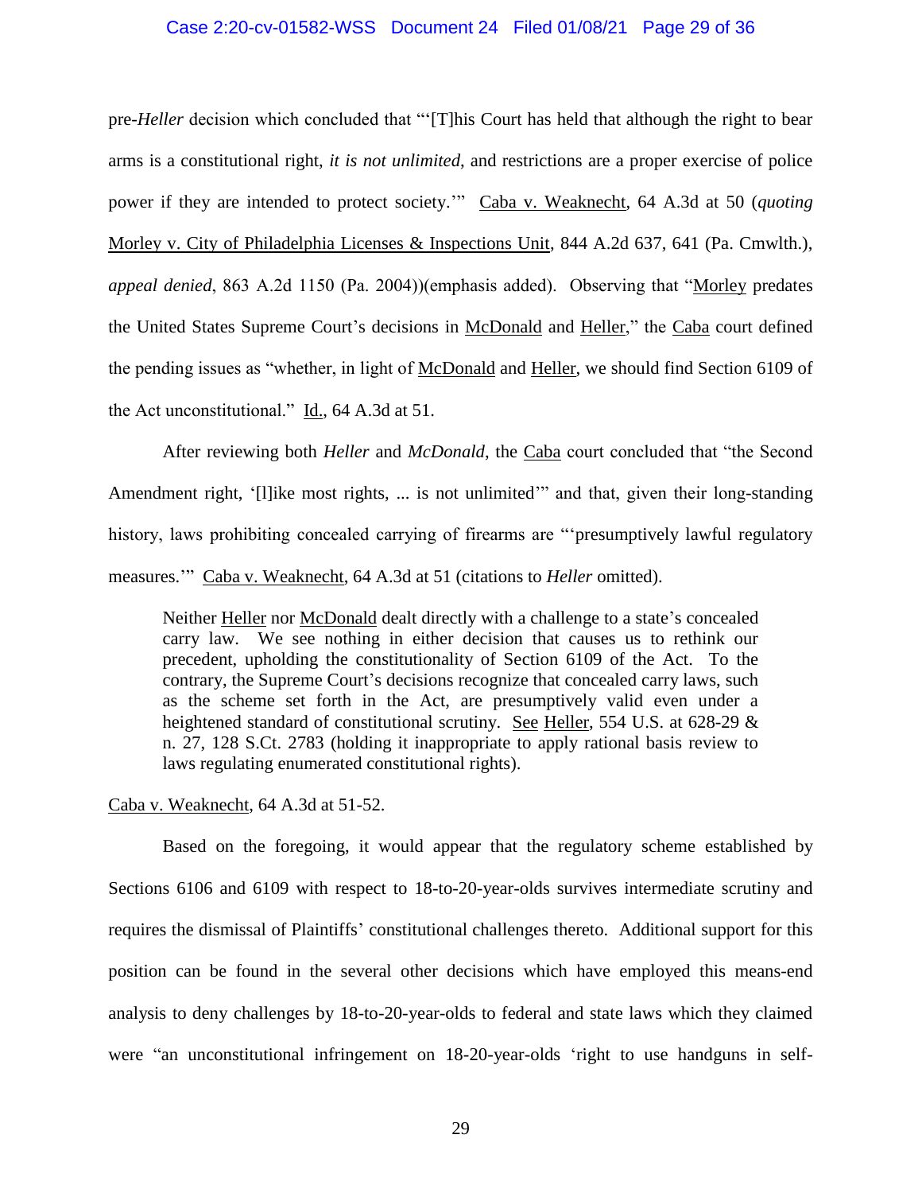pre-*Heller* decision which concluded that "'[T]his Court has held that although the right to bear arms is a constitutional right, *it is not unlimited*, and restrictions are a proper exercise of police power if they are intended to protect society.'" Caba v. Weaknecht, 64 A.3d at 50 (*quoting* Morley v. City of Philadelphia Licenses & Inspections Unit, 844 A.2d 637, 641 (Pa. Cmwlth.), *appeal denied*, 863 A.2d 1150 (Pa. 2004))(emphasis added). Observing that "Morley predates the United States Supreme Court's decisions in McDonald and Heller," the Caba court defined the pending issues as "whether, in light of McDonald and Heller, we should find Section 6109 of the Act unconstitutional." Id., 64 A.3d at 51.

After reviewing both *Heller* and *McDonald*, the Caba court concluded that "the Second Amendment right, '[l]ike most rights, ... is not unlimited'" and that, given their long-standing history, laws prohibiting concealed carrying of firearms are "'presumptively lawful regulatory measures.'" Caba v. Weaknecht, 64 A.3d at 51 (citations to *Heller* omitted).

> Neither Heller nor McDonald dealt directly with a challenge to a state's concealed carry law. We see nothing in either decision that causes us to rethink our precedent, upholding the constitutionality of Section 6109 of the Act. To the contrary, the Supreme Court's decisions recognize that concealed carry laws, such as the scheme set forth in the Act, are presumptively valid even under a heightened standard of constitutional scrutiny. See Heller, 554 U.S. at 628-29 & n. 27, 128 S.Ct. 2783 (holding it inappropriate to apply rational basis review to laws regulating enumerated constitutional rights).

Caba v. Weaknecht, 64 A.3d at 51-52.

Based on the foregoing, it would appear that the regulatory scheme established by Sections 6106 and 6109 with respect to 18-to-20-year-olds survives intermediate scrutiny and requires the dismissal of Plaintiffs' constitutional challenges thereto. Additional support for this position can be found in the several other decisions which have employed this means-end analysis to deny challenges by 18-to-20-year-olds to federal and state laws which they claimed were "an unconstitutional infringement on 18-20-year-olds 'right to use handguns in self-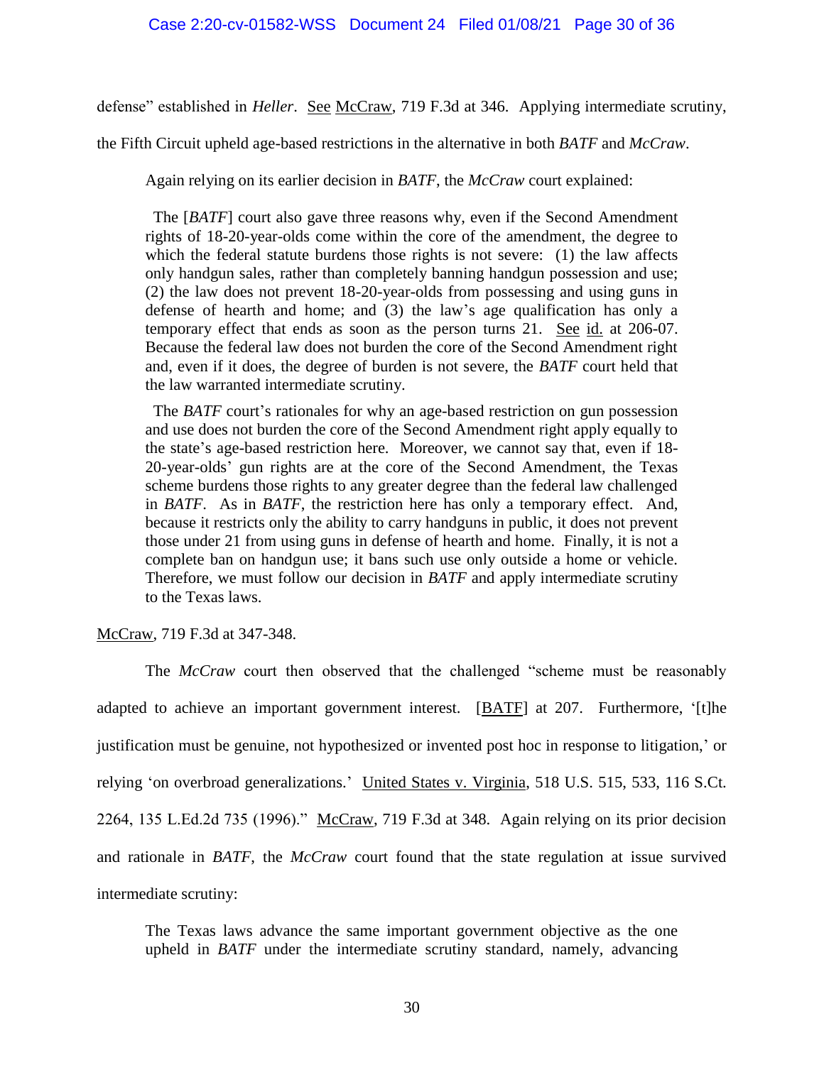defense" established in *Heller*. See McCraw, 719 F.3d at 346. Applying intermediate scrutiny, the Fifth Circuit upheld age-based restrictions in the alternative in both *BATF* and *McCraw*.

Again relying on its earlier decision in *BATF*, the *McCraw* court explained:

> The [*BATF*] court also gave three reasons why, even if the Second Amendment rights of 18-20-year-olds come within the core of the amendment, the degree to which the federal statute burdens those rights is not severe: (1) the law affects only handgun sales, rather than completely banning handgun possession and use; (2) the law does not prevent 18-20-year-olds from possessing and using guns in defense of hearth and home; and (3) the law's age qualification has only a temporary effect that ends as soon as the person turns 21. See id. at 206-07. Because the federal law does not burden the core of the Second Amendment right and, even if it does, the degree of burden is not severe, the *BATF* court held that the law warranted intermediate scrutiny.
>
> The *BATF* court's rationales for why an age-based restriction on gun possession and use does not burden the core of the Second Amendment right apply equally to the state's age-based restriction here. Moreover, we cannot say that, even if 18-20-year-olds' gun rights are at the core of the Second Amendment, the Texas scheme burdens those rights to any greater degree than the federal law challenged in *BATF*. As in *BATF*, the restriction here has only a temporary effect. And, because it restricts only the ability to carry handguns in public, it does not prevent those under 21 from using guns in defense of hearth and home. Finally, it is not a complete ban on handgun use; it bans such use only outside a home or vehicle. Therefore, we must follow our decision in *BATF* and apply intermediate scrutiny to the Texas laws.

McCraw, 719 F.3d at 347-348.

The *McCraw* court then observed that the challenged "scheme must be reasonably adapted to achieve an important government interest. [BATF] at 207. Furthermore, '[t]he justification must be genuine, not hypothesized or invented post hoc in response to litigation,' or relying 'on overbroad generalizations.' United States v. Virginia, 518 U.S. 515, 533, 116 S.Ct. 2264, 135 L.Ed.2d 735 (1996)." McCraw, 719 F.3d at 348. Again relying on its prior decision and rationale in *BATF*, the *McCraw* court found that the state regulation at issue survived intermediate scrutiny:

> The Texas laws advance the same important government objective as the one upheld in *BATF* under the intermediate scrutiny standard, namely, advancing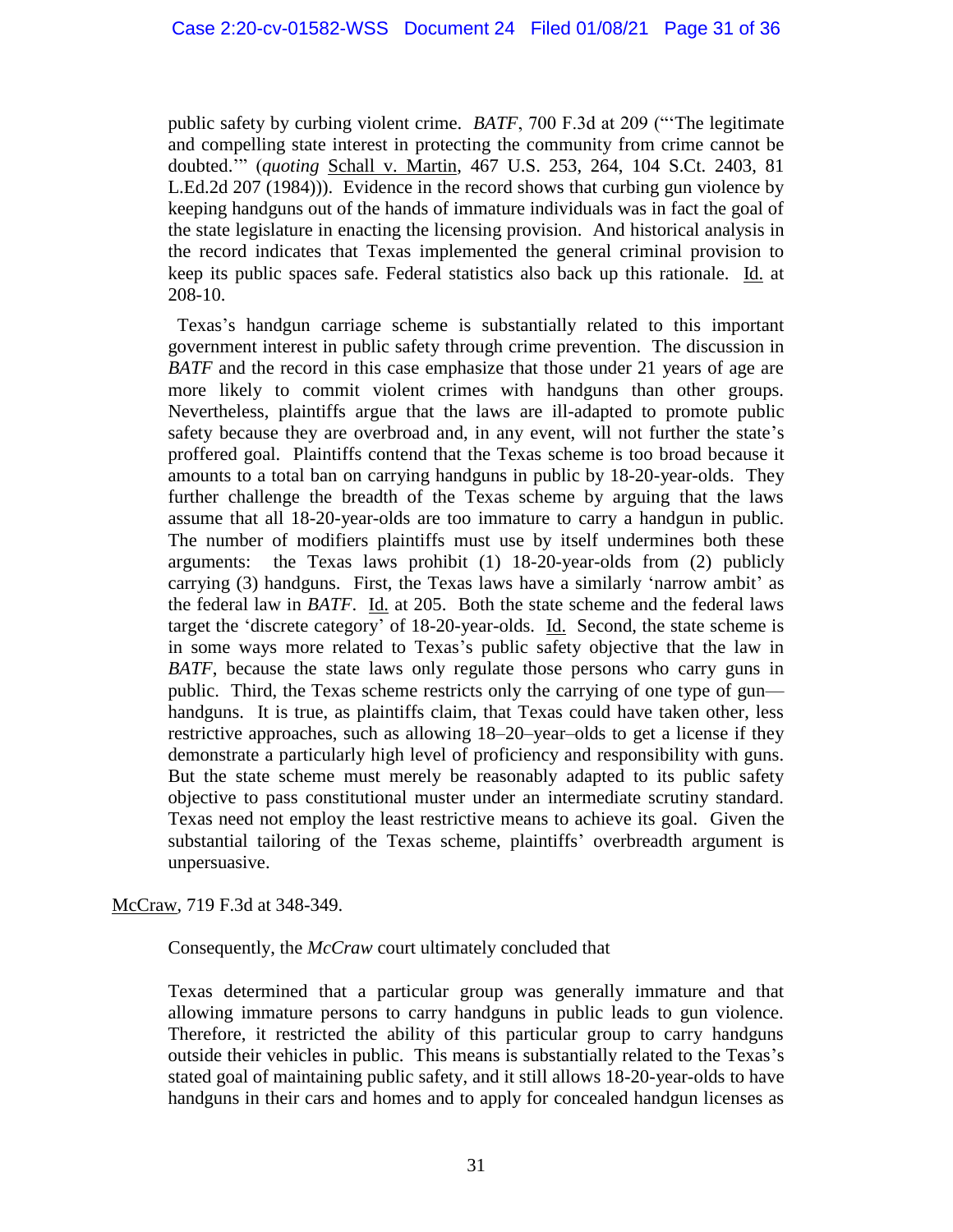public safety by curbing violent crime. *BATF*, 700 F.3d at 209 ("'The legitimate and compelling state interest in protecting the community from crime cannot be doubted.'" (*quoting* Schall v. Martin, 467 U.S. 253, 264, 104 S.Ct. 2403, 81 L.Ed.2d 207 (1984))). Evidence in the record shows that curbing gun violence by keeping handguns out of the hands of immature individuals was in fact the goal of the state legislature in enacting the licensing provision. And historical analysis in the record indicates that Texas implemented the general criminal provision to keep its public spaces safe. Federal statistics also back up this rationale. Id. at 208-10.

> Texas's handgun carriage scheme is substantially related to this important government interest in public safety through crime prevention. The discussion in *BATF* and the record in this case emphasize that those under 21 years of age are more likely to commit violent crimes with handguns than other groups. Nevertheless, plaintiffs argue that the laws are ill-adapted to promote public safety because they are overbroad and, in any event, will not further the state's proffered goal. Plaintiffs contend that the Texas scheme is too broad because it amounts to a total ban on carrying handguns in public by 18-20-year-olds. They further challenge the breadth of the Texas scheme by arguing that the laws assume that all 18-20-year-olds are too immature to carry a handgun in public. The number of modifiers plaintiffs must use by itself undermines both these arguments: the Texas laws prohibit (1) 18-20-year-olds from (2) publicly carrying (3) handguns. First, the Texas laws have a similarly 'narrow ambit' as the federal law in *BATF*. Id. at 205. Both the state scheme and the federal laws target the 'discrete category' of 18-20-year-olds. Id. Second, the state scheme is in some ways more related to Texas's public safety objective that the law in *BATF*, because the state laws only regulate those persons who carry guns in public. Third, the Texas scheme restricts only the carrying of one type of gun—handguns. It is true, as plaintiffs claim, that Texas could have taken other, less restrictive approaches, such as allowing 18–20–year–olds to get a license if they demonstrate a particularly high level of proficiency and responsibility with guns. But the state scheme must merely be reasonably adapted to its public safety objective to pass constitutional muster under an intermediate scrutiny standard. Texas need not employ the least restrictive means to achieve its goal. Given the substantial tailoring of the Texas scheme, plaintiffs' overbreadth argument is unpersuasive.

McCraw, 719 F.3d at 348-349.

Consequently, the *McCraw* court ultimately concluded that

> Texas determined that a particular group was generally immature and that allowing immature persons to carry handguns in public leads to gun violence. Therefore, it restricted the ability of this particular group to carry handguns outside their vehicles in public. This means is substantially related to the Texas's stated goal of maintaining public safety, and it still allows 18-20-year-olds to have handguns in their cars and homes and to apply for concealed handgun licenses as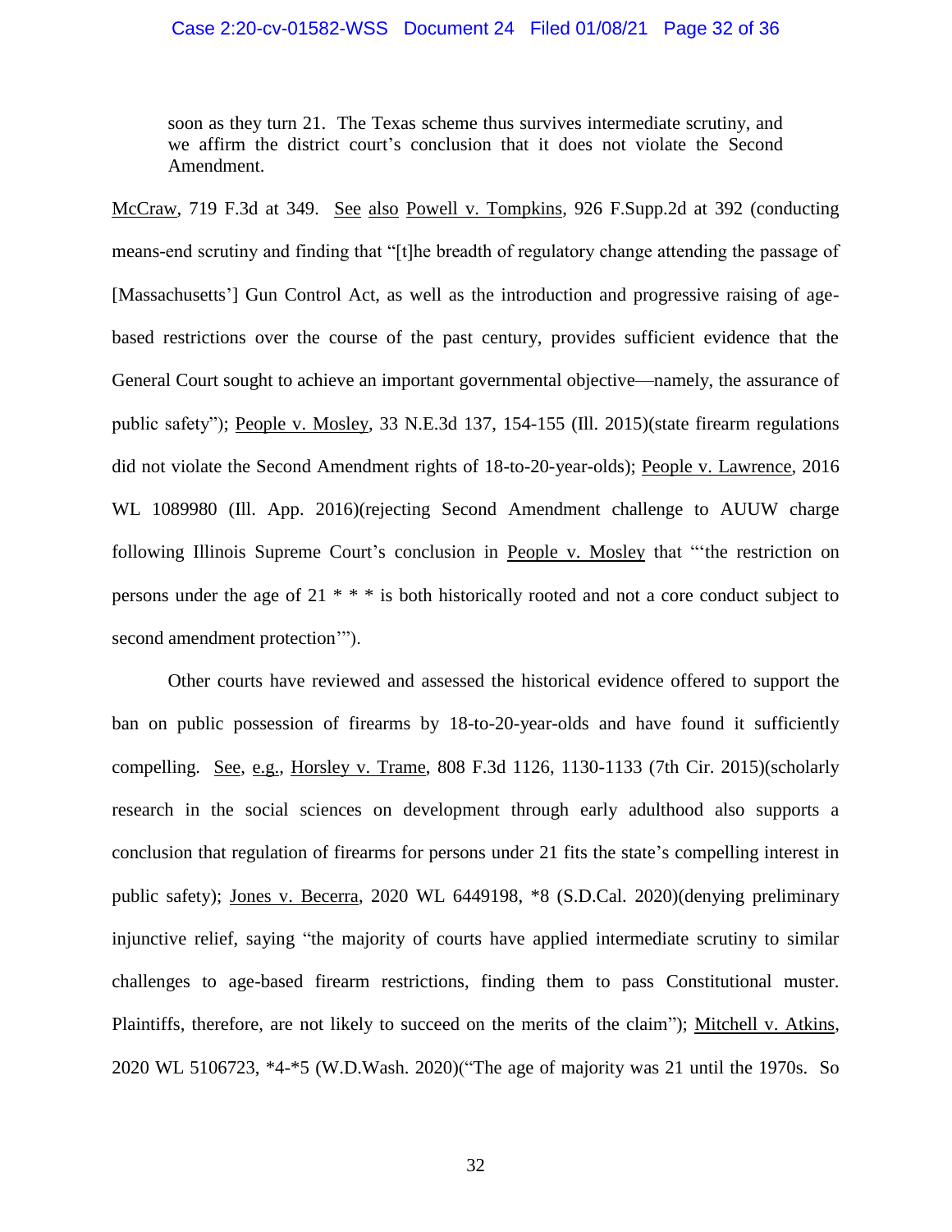> soon as they turn 21. The Texas scheme thus survives intermediate scrutiny, and we affirm the district court's conclusion that it does not violate the Second Amendment.

McCraw, 719 F.3d at 349. See also Powell v. Tompkins, 926 F.Supp.2d at 392 (conducting means-end scrutiny and finding that "[t]he breadth of regulatory change attending the passage of [Massachusetts'] Gun Control Act, as well as the introduction and progressive raising of age-based restrictions over the course of the past century, provides sufficient evidence that the General Court sought to achieve an important governmental objective—namely, the assurance of public safety"); People v. Mosley, 33 N.E.3d 137, 154-155 (Ill. 2015)(state firearm regulations did not violate the Second Amendment rights of 18-to-20-year-olds); People v. Lawrence, 2016 WL 1089980 (Ill. App. 2016)(rejecting Second Amendment challenge to AUUW charge following Illinois Supreme Court's conclusion in People v. Mosley that "'the restriction on persons under the age of 21 * * * is both historically rooted and not a core conduct subject to second amendment protection'").

Other courts have reviewed and assessed the historical evidence offered to support the ban on public possession of firearms by 18-to-20-year-olds and have found it sufficiently compelling. See, e.g., Horsley v. Trame, 808 F.3d 1126, 1130-1133 (7th Cir. 2015)(scholarly research in the social sciences on development through early adulthood also supports a conclusion that regulation of firearms for persons under 21 fits the state's compelling interest in public safety); Jones v. Becerra, 2020 WL 6449198, *8 (S.D.Cal. 2020)(denying preliminary injunctive relief, saying "the majority of courts have applied intermediate scrutiny to similar challenges to age-based firearm restrictions, finding them to pass Constitutional muster. Plaintiffs, therefore, are not likely to succeed on the merits of the claim"); Mitchell v. Atkins, 2020 WL 5106723, *4-*5 (W.D.Wash. 2020)("The age of majority was 21 until the 1970s. So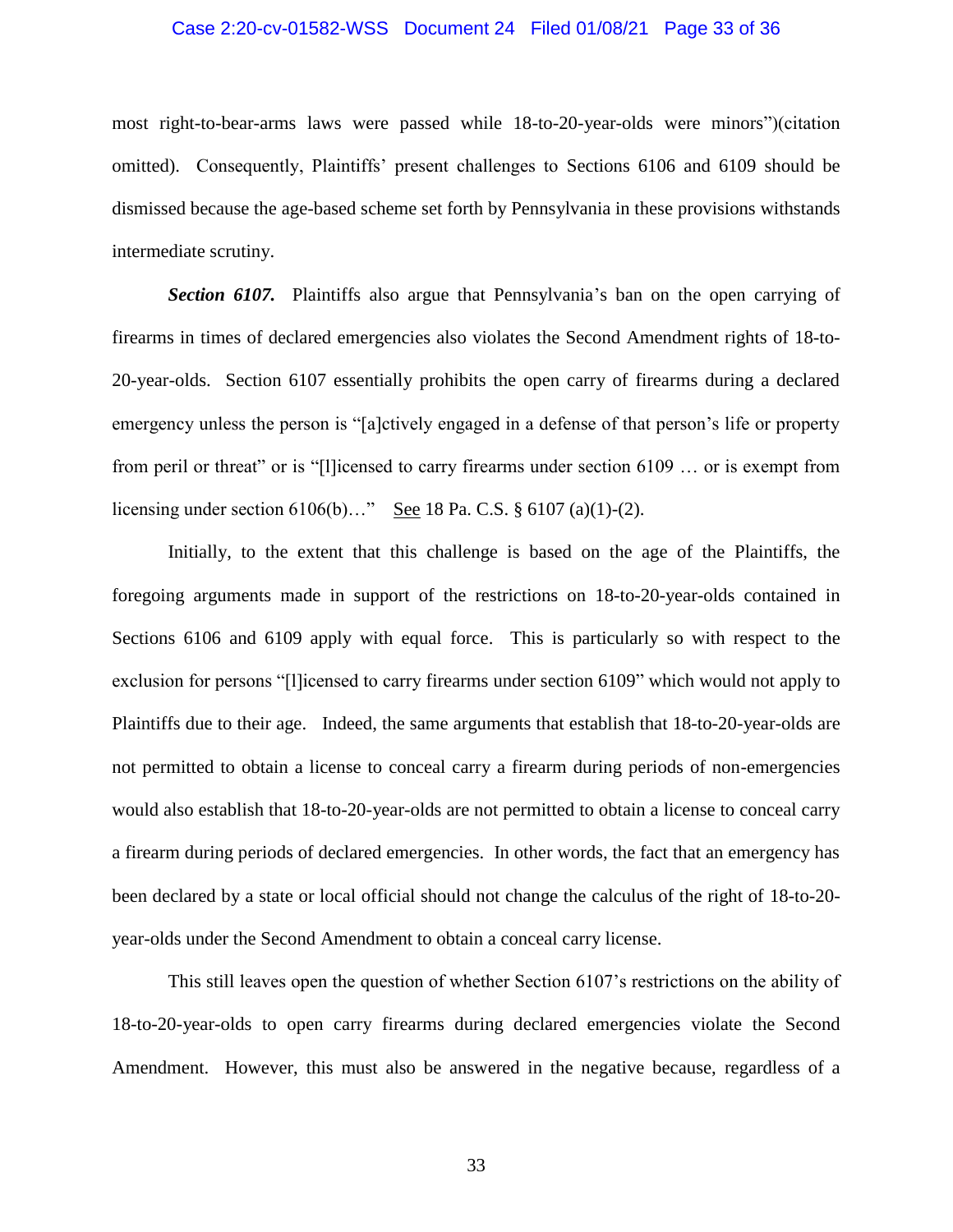most right-to-bear-arms laws were passed while 18-to-20-year-olds were minors")(citation omitted). Consequently, Plaintiffs' present challenges to Sections 6106 and 6109 should be dismissed because the age-based scheme set forth by Pennsylvania in these provisions withstands intermediate scrutiny.

***Section 6107.*** Plaintiffs also argue that Pennsylvania's ban on the open carrying of firearms in times of declared emergencies also violates the Second Amendment rights of 18-to-20-year-olds. Section 6107 essentially prohibits the open carry of firearms during a declared emergency unless the person is "[a]ctively engaged in a defense of that person's life or property from peril or threat" or is "[l]icensed to carry firearms under section 6109 … or is exempt from licensing under section 6106(b)…" See 18 Pa. C.S. § 6107 (a)(1)-(2).

Initially, to the extent that this challenge is based on the age of the Plaintiffs, the foregoing arguments made in support of the restrictions on 18-to-20-year-olds contained in Sections 6106 and 6109 apply with equal force. This is particularly so with respect to the exclusion for persons "[l]icensed to carry firearms under section 6109" which would not apply to Plaintiffs due to their age. Indeed, the same arguments that establish that 18-to-20-year-olds are not permitted to obtain a license to conceal carry a firearm during periods of non-emergencies would also establish that 18-to-20-year-olds are not permitted to obtain a license to conceal carry a firearm during periods of declared emergencies. In other words, the fact that an emergency has been declared by a state or local official should not change the calculus of the right of 18-to-20-year-olds under the Second Amendment to obtain a conceal carry license.

This still leaves open the question of whether Section 6107's restrictions on the ability of 18-to-20-year-olds to open carry firearms during declared emergencies violate the Second Amendment. However, this must also be answered in the negative because, regardless of a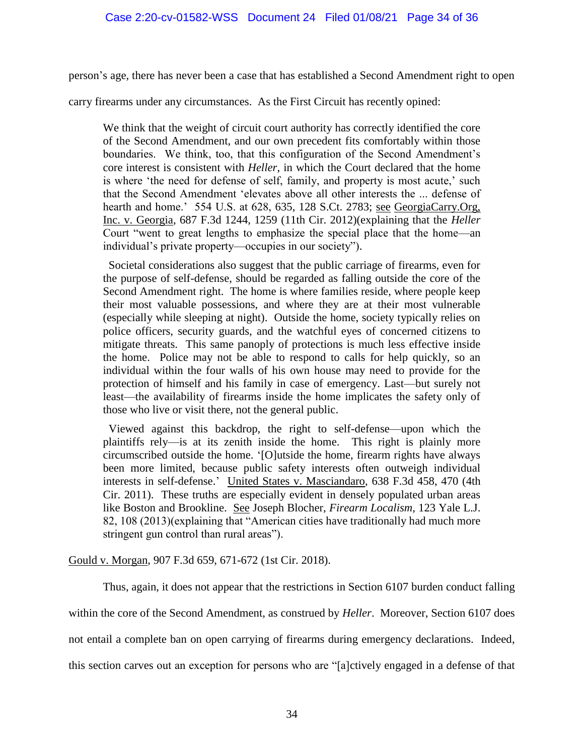person's age, there has never been a case that has established a Second Amendment right to open carry firearms under any circumstances. As the First Circuit has recently opined:

> We think that the weight of circuit court authority has correctly identified the core of the Second Amendment, and our own precedent fits comfortably within those boundaries. We think, too, that this configuration of the Second Amendment's core interest is consistent with *Heller*, in which the Court declared that the home is where 'the need for defense of self, family, and property is most acute,' such that the Second Amendment 'elevates above all other interests the ... defense of hearth and home.' 554 U.S. at 628, 635, 128 S.Ct. 2783; see GeorgiaCarry.Org, Inc. v. Georgia, 687 F.3d 1244, 1259 (11th Cir. 2012)(explaining that the *Heller* Court "went to great lengths to emphasize the special place that the home—an individual's private property—occupies in our society").
>
> Societal considerations also suggest that the public carriage of firearms, even for the purpose of self-defense, should be regarded as falling outside the core of the Second Amendment right. The home is where families reside, where people keep their most valuable possessions, and where they are at their most vulnerable (especially while sleeping at night). Outside the home, society typically relies on police officers, security guards, and the watchful eyes of concerned citizens to mitigate threats. This same panoply of protections is much less effective inside the home. Police may not be able to respond to calls for help quickly, so an individual within the four walls of his own house may need to provide for the protection of himself and his family in case of emergency. Last—but surely not least—the availability of firearms inside the home implicates the safety only of those who live or visit there, not the general public.
>
> Viewed against this backdrop, the right to self-defense—upon which the plaintiffs rely—is at its zenith inside the home. This right is plainly more circumscribed outside the home. '[O]utside the home, firearm rights have always been more limited, because public safety interests often outweigh individual interests in self-defense.' United States v. Masciandaro, 638 F.3d 458, 470 (4th Cir. 2011). These truths are especially evident in densely populated urban areas like Boston and Brookline. See Joseph Blocher, *Firearm Localism*, 123 Yale L.J. 82, 108 (2013)(explaining that "American cities have traditionally had much more stringent gun control than rural areas").

Gould v. Morgan, 907 F.3d 659, 671-672 (1st Cir. 2018).

Thus, again, it does not appear that the restrictions in Section 6107 burden conduct falling within the core of the Second Amendment, as construed by *Heller*. Moreover, Section 6107 does not entail a complete ban on open carrying of firearms during emergency declarations. Indeed, this section carves out an exception for persons who are "[a]ctively engaged in a defense of that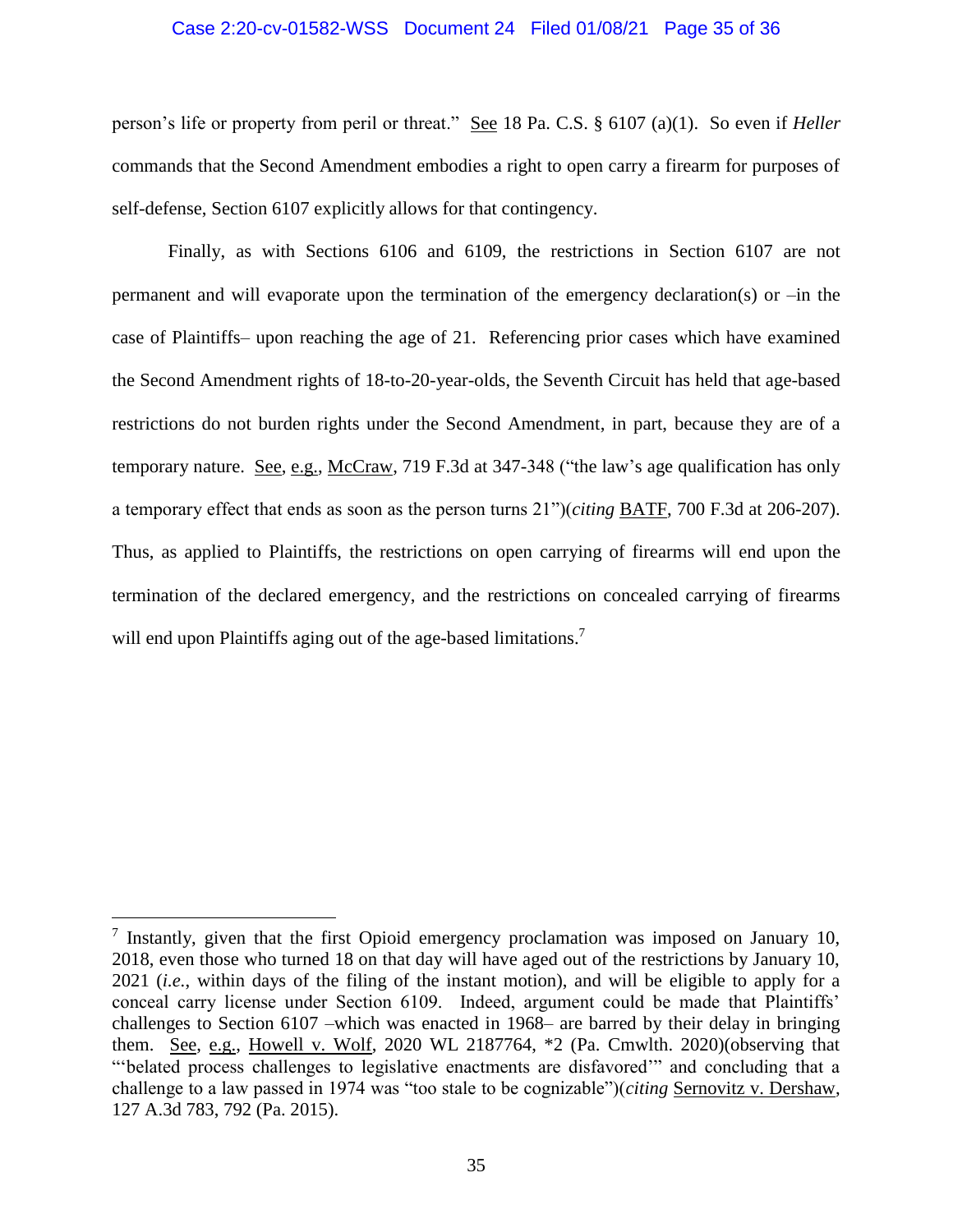person's life or property from peril or threat." See 18 Pa. C.S. § 6107 (a)(1). So even if *Heller* commands that the Second Amendment embodies a right to open carry a firearm for purposes of self-defense, Section 6107 explicitly allows for that contingency.

Finally, as with Sections 6106 and 6109, the restrictions in Section 6107 are not permanent and will evaporate upon the termination of the emergency declaration(s) or –in the case of Plaintiffs– upon reaching the age of 21. Referencing prior cases which have examined the Second Amendment rights of 18-to-20-year-olds, the Seventh Circuit has held that age-based restrictions do not burden rights under the Second Amendment, in part, because they are of a temporary nature. See, e.g., McCraw, 719 F.3d at 347-348 ("the law's age qualification has only a temporary effect that ends as soon as the person turns 21")(*citing* BATF, 700 F.3d at 206-207). Thus, as applied to Plaintiffs, the restrictions on open carrying of firearms will end upon the termination of the declared emergency, and the restrictions on concealed carrying of firearms will end upon Plaintiffs aging out of the age-based limitations.[7]

---

[7] Instantly, given that the first Opioid emergency proclamation was imposed on January 10, 2018, even those who turned 18 on that day will have aged out of the restrictions by January 10, 2021 (*i.e.*, within days of the filing of the instant motion), and will be eligible to apply for a conceal carry license under Section 6109. Indeed, argument could be made that Plaintiffs' challenges to Section 6107 –which was enacted in 1968– are barred by their delay in bringing them. See, e.g., Howell v. Wolf, 2020 WL 2187764, *2 (Pa. Cmwlth. 2020)(observing that "'belated process challenges to legislative enactments are disfavored'" and concluding that a challenge to a law passed in 1974 was "too stale to be cognizable")(*citing* Sernovitz v. Dershaw, 127 A.3d 783, 792 (Pa. 2015).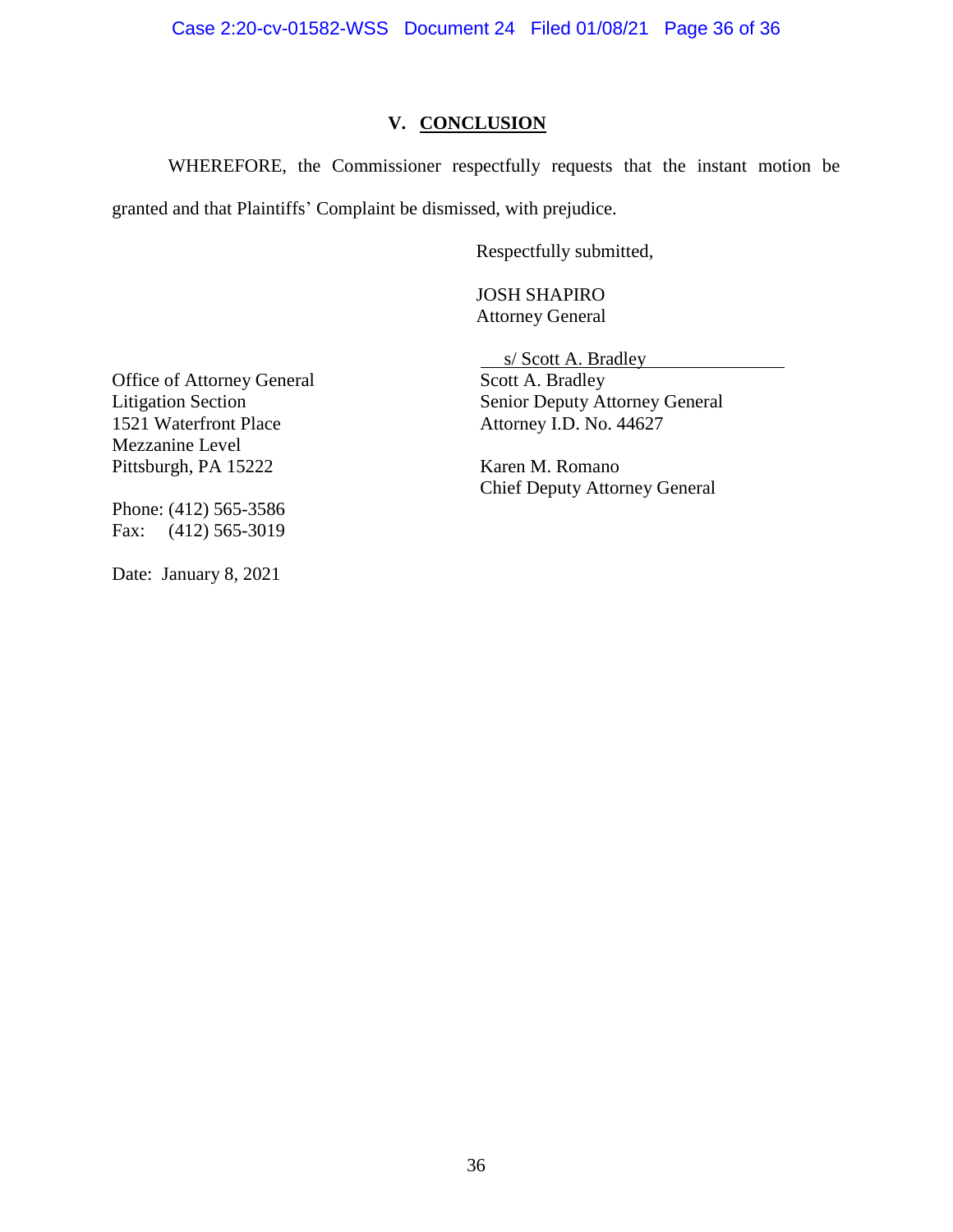## V. CONCLUSION

WHEREFORE, the Commissioner respectfully requests that the instant motion be granted and that Plaintiffs' Complaint be dismissed, with prejudice.

Respectfully submitted,

JOSH SHAPIRO
Attorney General

s/ Scott A. Bradley
Scott A. Bradley
Senior Deputy Attorney General
Attorney I.D. No. 44627

Karen M. Romano
Chief Deputy Attorney General

Office of Attorney General
Litigation Section
1521 Waterfront Place
Mezzanine Level
Pittsburgh, PA 15222

Phone: (412) 565-3586
Fax: (412) 565-3019

Date: January 8, 2021